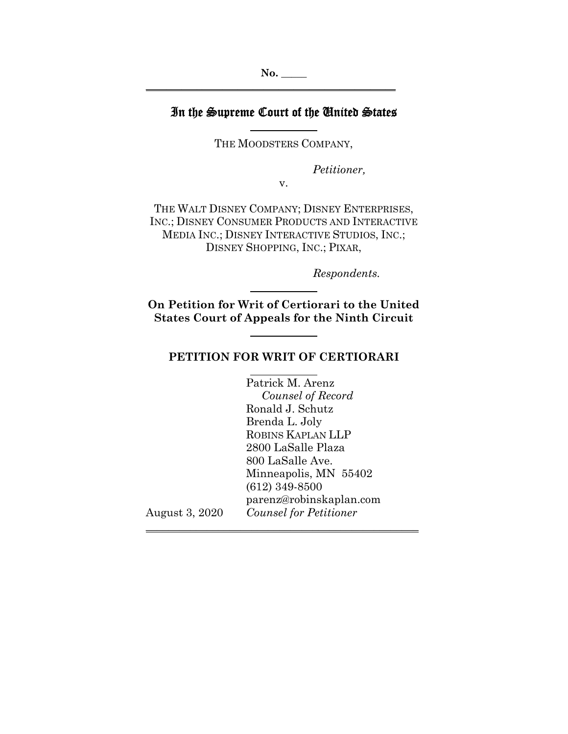No. _____

# In the Supreme Court of the United States

THE MOODSTERS COMPANY,

*Petitioner,*

v.

THE WALT DISNEY COMPANY; DISNEY ENTERPRISES, INC.; DISNEY CONSUMER PRODUCTS AND INTERACTIVE MEDIA INC.; DISNEY INTERACTIVE STUDIOS, INC.; DISNEY SHOPPING, INC.; PIXAR,

*Respondents.*

**On Petition for Writ of Certiorari to the United States Court of Appeals for the Ninth Circuit**

## PETITION FOR WRIT OF CERTIORARI

Patrick M. Arenz
*Counsel of Record*
Ronald J. Schutz
Brenda L. Joly
ROBINS KAPLAN LLP
2800 LaSalle Plaza
800 LaSalle Ave.
Minneapolis, MN 55402
(612) 349-8500
parenz@robinskaplan.com
*Counsel for Petitioner*

August 3, 2020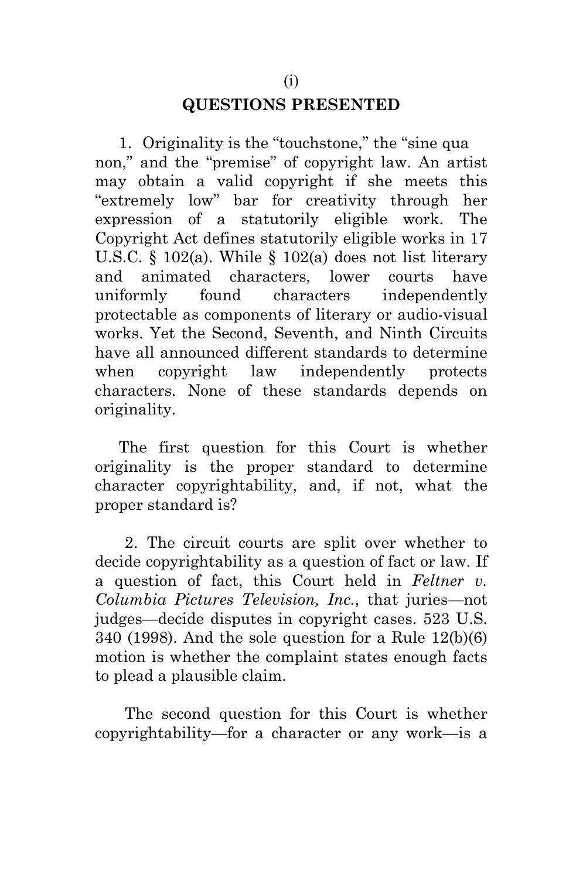## QUESTIONS PRESENTED

1. Originality is the "touchstone," the "sine qua non," and the "premise" of copyright law. An artist may obtain a valid copyright if she meets this "extremely low" bar for creativity through her expression of a statutorily eligible work. The Copyright Act defines statutorily eligible works in 17 U.S.C. § 102(a). While § 102(a) does not list literary and animated characters, lower courts have uniformly found characters independently protectable as components of literary or audio-visual works. Yet the Second, Seventh, and Ninth Circuits have all announced different standards to determine when copyright law independently protects characters. None of these standards depends on originality.

The first question for this Court is whether originality is the proper standard to determine character copyrightability, and, if not, what the proper standard is?

2. The circuit courts are split over whether to decide copyrightability as a question of fact or law. If a question of fact, this Court held in *Feltner v. Columbia Pictures Television, Inc.*, that juries—not judges—decide disputes in copyright cases. 523 U.S. 340 (1998). And the sole question for a Rule 12(b)(6) motion is whether the complaint states enough facts to plead a plausible claim.

The second question for this Court is whether copyrightability—for a character or any work—is a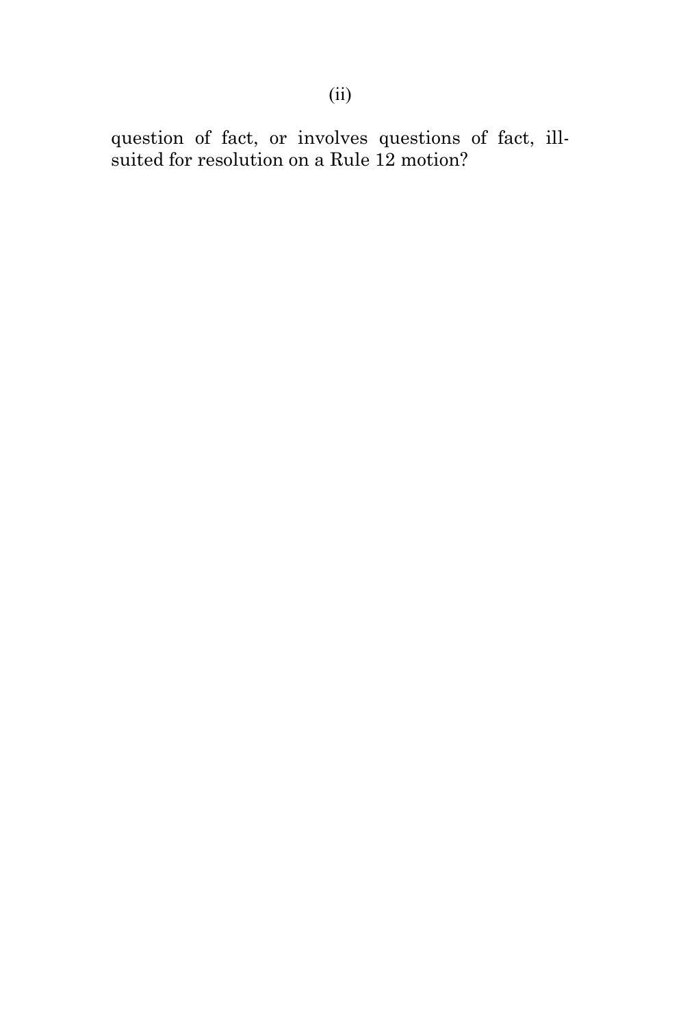question of fact, or involves questions of fact, ill-suited for resolution on a Rule 12 motion?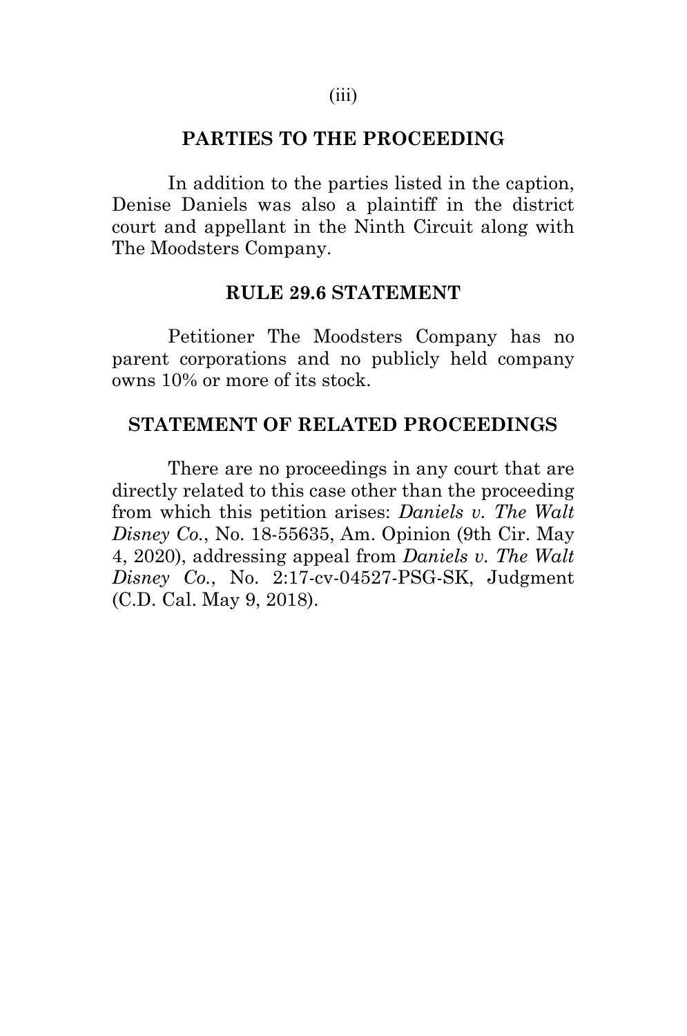## PARTIES TO THE PROCEEDING

In addition to the parties listed in the caption, Denise Daniels was also a plaintiff in the district court and appellant in the Ninth Circuit along with The Moodsters Company.

## RULE 29.6 STATEMENT

Petitioner The Moodsters Company has no parent corporations and no publicly held company owns 10% or more of its stock.

## STATEMENT OF RELATED PROCEEDINGS

There are no proceedings in any court that are directly related to this case other than the proceeding from which this petition arises: *Daniels v. The Walt Disney Co.*, No. 18-55635, Am. Opinion (9th Cir. May 4, 2020), addressing appeal from *Daniels v. The Walt Disney Co.*, No. 2:17-cv-04527-PSG-SK, Judgment (C.D. Cal. May 9, 2018).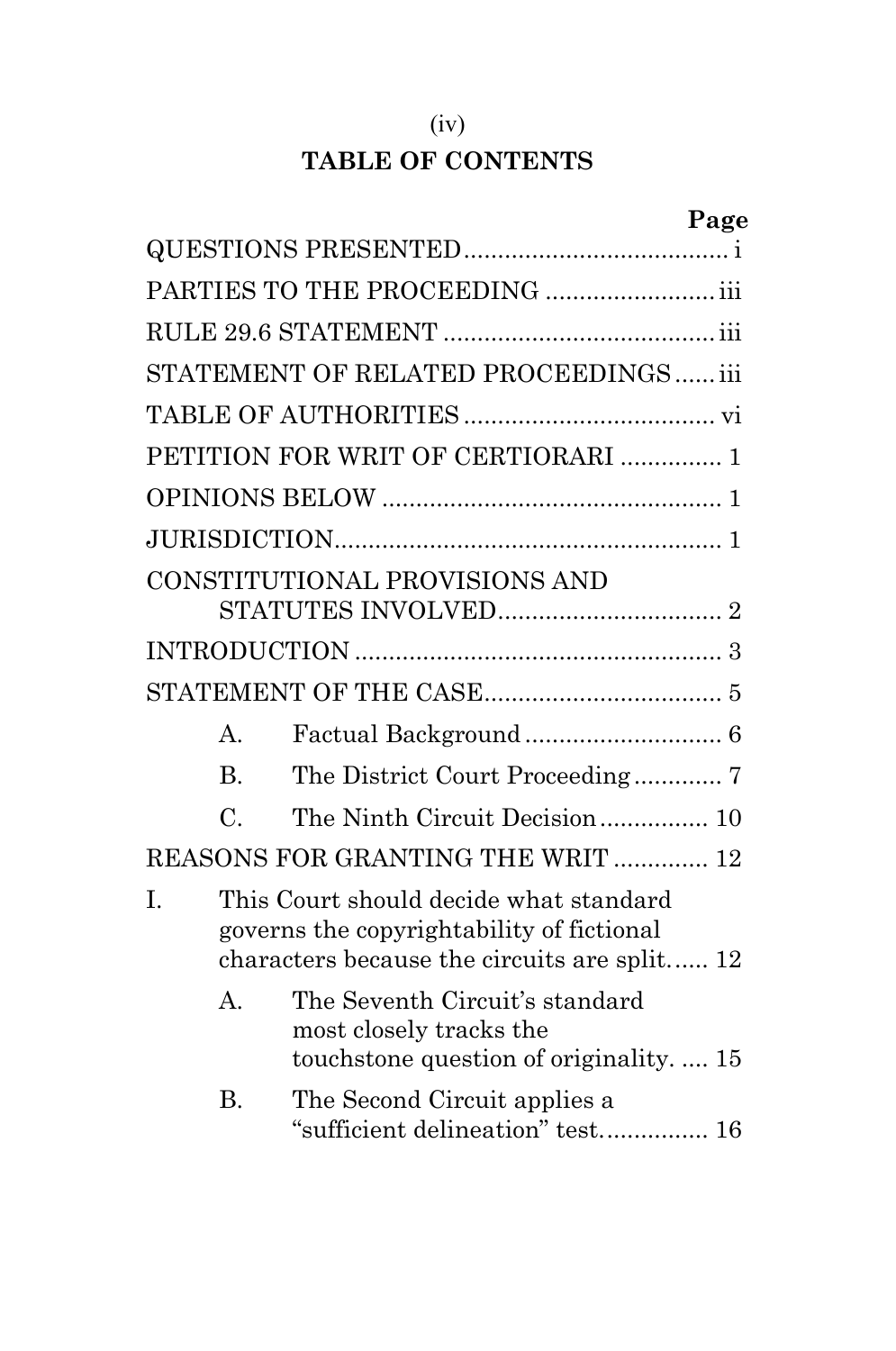## TABLE OF CONTENTS

| | Page |
|---|---|
| QUESTIONS PRESENTED | i |
| PARTIES TO THE PROCEEDING | iii |
| RULE 29.6 STATEMENT | iii |
| STATEMENT OF RELATED PROCEEDINGS | iii |
| TABLE OF AUTHORITIES | vi |
| PETITION FOR WRIT OF CERTIORARI | 1 |
| OPINIONS BELOW | 1 |
| JURISDICTION | 1 |
| CONSTITUTIONAL PROVISIONS AND STATUTES INVOLVED | 2 |
| INTRODUCTION | 3 |
| STATEMENT OF THE CASE | 5 |
| A. Factual Background | 6 |
| B. The District Court Proceeding | 7 |
| C. The Ninth Circuit Decision | 10 |
| REASONS FOR GRANTING THE WRIT | 12 |
| I. This Court should decide what standard governs the copyrightability of fictional characters because the circuits are split. | 12 |
| A. The Seventh Circuit's standard most closely tracks the touchstone question of originality. | 15 |
| B. The Second Circuit applies a "sufficient delineation" test. | 16 |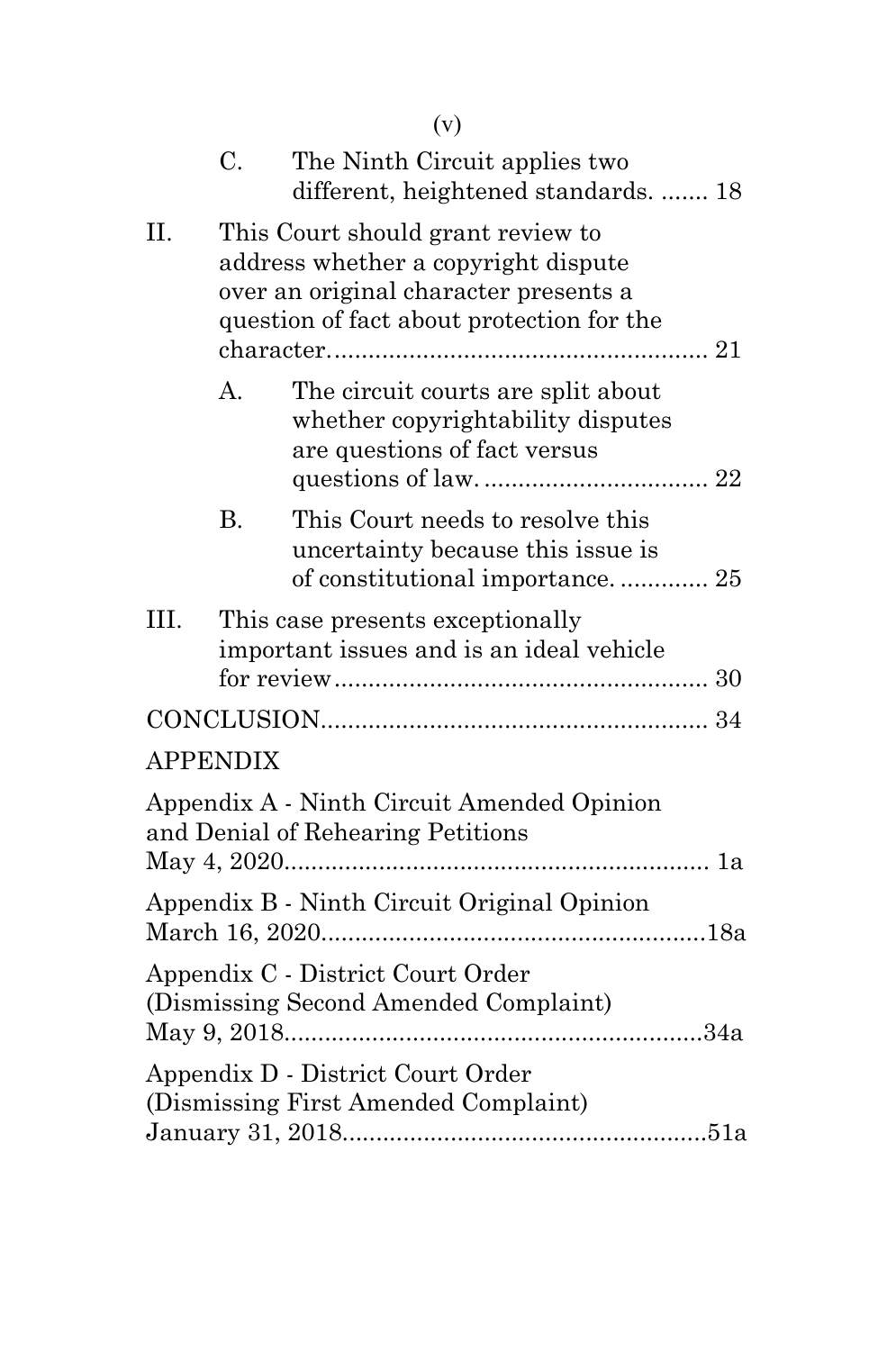C. The Ninth Circuit applies two different, heightened standards. ....... 18

II. This Court should grant review to address whether a copyright dispute over an original character presents a question of fact about protection for the character. ...................................................... 21

A. The circuit courts are split about whether copyrightability disputes are questions of fact versus questions of law. ................................ 22

B. This Court needs to resolve this uncertainty because this issue is of constitutional importance. ............ 25

III. This case presents exceptionally important issues and is an ideal vehicle for review ...................................................... 30

CONCLUSION....................................................... 34

APPENDIX

Appendix A - Ninth Circuit Amended Opinion and Denial of Rehearing Petitions May 4, 2020............................................................. 1a

Appendix B - Ninth Circuit Original Opinion March 16, 2020.......................................................18a

Appendix C - District Court Order (Dismissing Second Amended Complaint) May 9, 2018...........................................................34a

Appendix D - District Court Order (Dismissing First Amended Complaint) January 31, 2018....................................................51a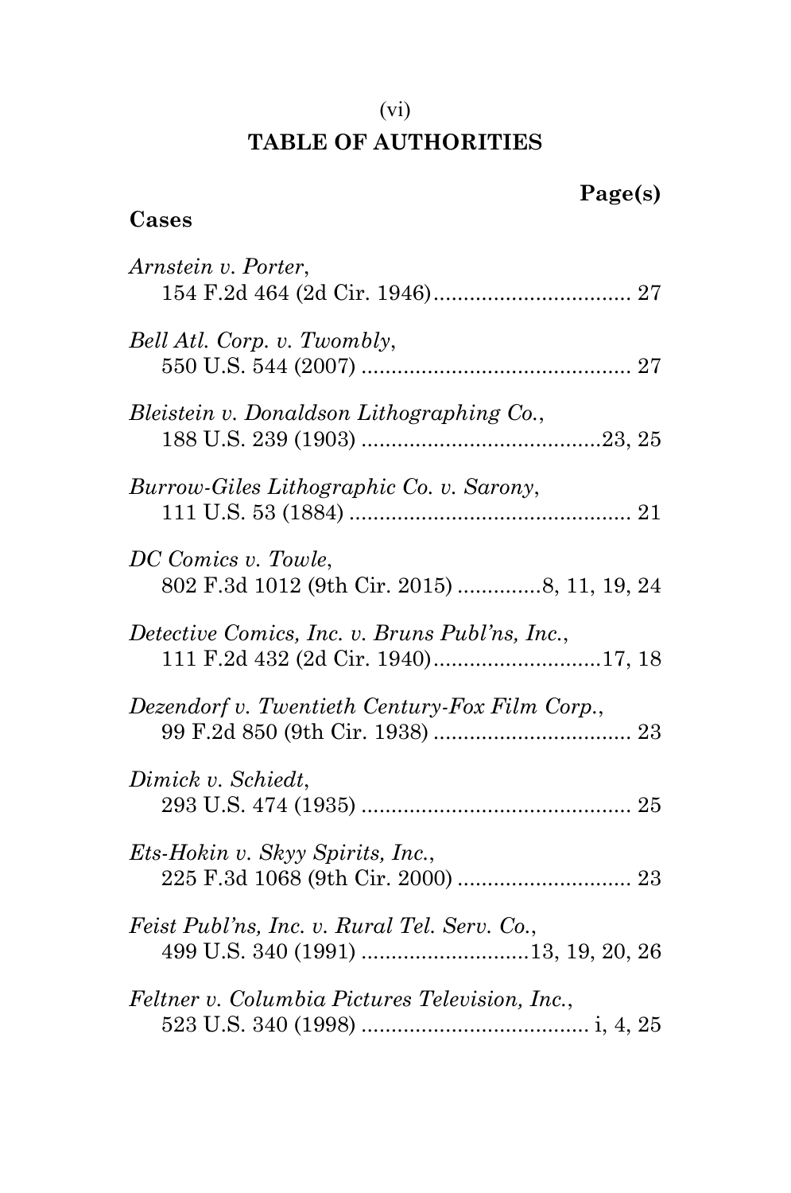# TABLE OF AUTHORITIES

**Page(s)**

**Cases**

*Arnstein v. Porter*,
154 F.2d 464 (2d Cir. 1946)................................. 27

*Bell Atl. Corp. v. Twombly*,
550 U.S. 544 (2007) ............................................. 27

*Bleistein v. Donaldson Lithographing Co.*,
188 U.S. 239 (1903) ........................................23, 25

*Burrow-Giles Lithographic Co. v. Sarony*,
111 U.S. 53 (1884) ............................................... 21

*DC Comics v. Towle*,
802 F.3d 1012 (9th Cir. 2015) .............8, 11, 19, 24

*Detective Comics, Inc. v. Bruns Publ'ns, Inc.*,
111 F.2d 432 (2d Cir. 1940)............................17, 18

*Dezendorf v. Twentieth Century-Fox Film Corp.*,
99 F.2d 850 (9th Cir. 1938) ................................. 23

*Dimick v. Schiedt*,
293 U.S. 474 (1935) ............................................. 25

*Ets-Hokin v. Skyy Spirits, Inc.*,
225 F.3d 1068 (9th Cir. 2000) ............................. 23

*Feist Publ'ns, Inc. v. Rural Tel. Serv. Co.*,
499 U.S. 340 (1991) ............................13, 19, 20, 26

*Feltner v. Columbia Pictures Television, Inc.*,
523 U.S. 340 (1998) ...................................... i, 4, 25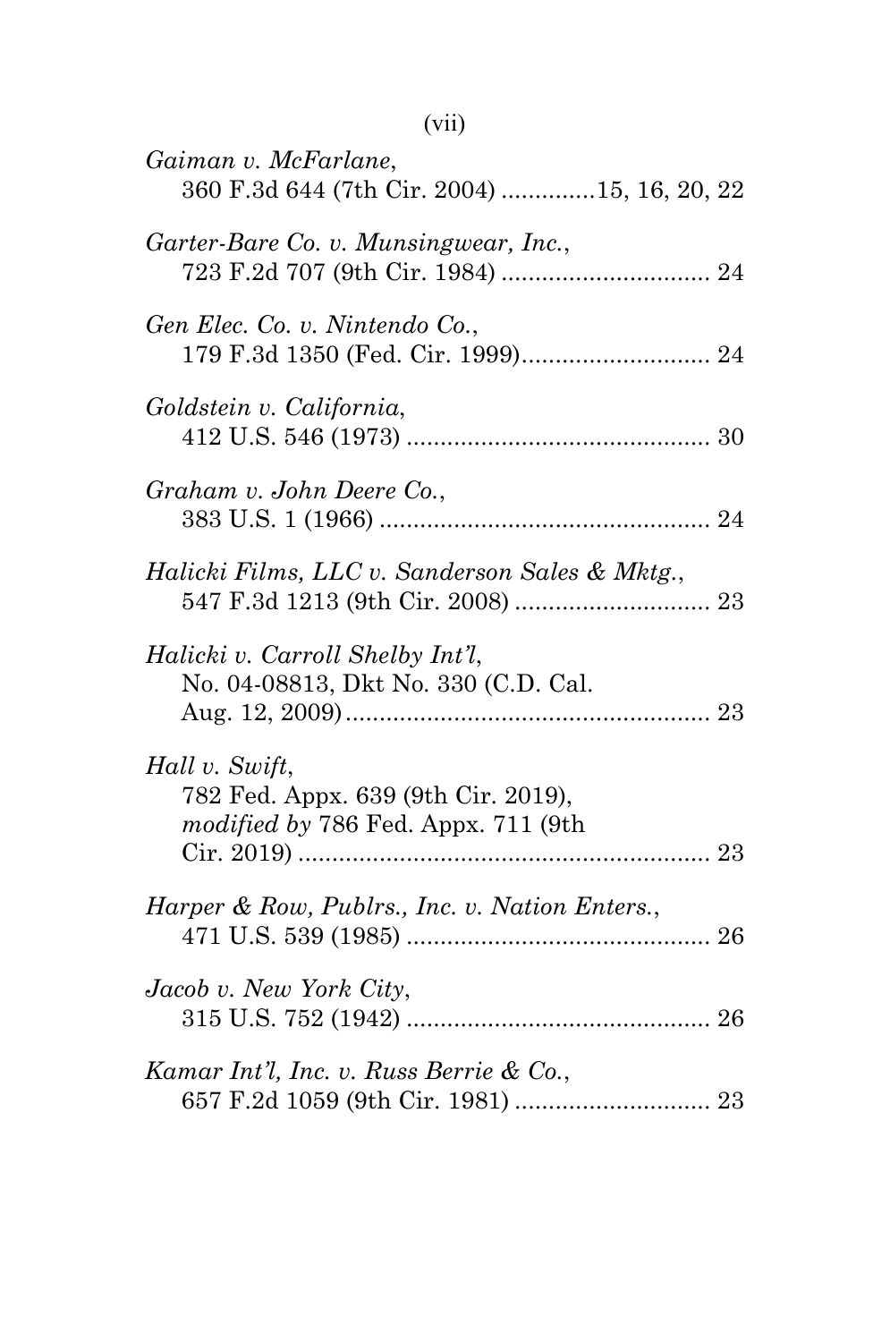*Gaiman v. McFarlane*,
360 F.3d 644 (7th Cir. 2004) .............15, 16, 20, 22

*Garter-Bare Co. v. Munsingwear, Inc.*,
723 F.2d 707 (9th Cir. 1984) ............................... 24

*Gen Elec. Co. v. Nintendo Co.*,
179 F.3d 1350 (Fed. Cir. 1999)............................ 24

*Goldstein v. California*,
412 U.S. 546 (1973) ............................................. 30

*Graham v. John Deere Co.*,
383 U.S. 1 (1966) ................................................. 24

*Halicki Films, LLC v. Sanderson Sales & Mktg.*,
547 F.3d 1213 (9th Cir. 2008) ............................. 23

*Halicki v. Carroll Shelby Int'l*,
No. 04-08813, Dkt No. 330 (C.D. Cal.
Aug. 12, 2009)....................................................... 23

*Hall v. Swift*,
782 Fed. Appx. 639 (9th Cir. 2019),
*modified by* 786 Fed. Appx. 711 (9th
Cir. 2019) ............................................................. 23

*Harper & Row, Publrs., Inc. v. Nation Enters.*,
471 U.S. 539 (1985) ............................................. 26

*Jacob v. New York City*,
315 U.S. 752 (1942) ............................................. 26

*Kamar Int'l, Inc. v. Russ Berrie & Co.*,
657 F.2d 1059 (9th Cir. 1981) ............................. 23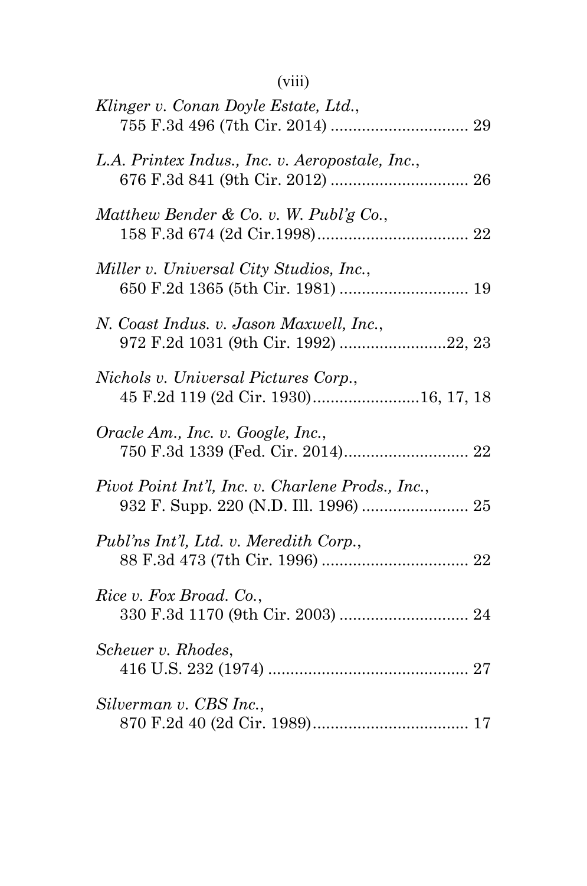*Klinger v. Conan Doyle Estate, Ltd.*,
755 F.3d 496 (7th Cir. 2014) ............................... 29

*L.A. Printex Indus., Inc. v. Aeropostale, Inc.*,
676 F.3d 841 (9th Cir. 2012) ............................... 26

*Matthew Bender & Co. v. W. Publ'g Co.*,
158 F.3d 674 (2d Cir.1998).................................. 22

*Miller v. Universal City Studios, Inc.*,
650 F.2d 1365 (5th Cir. 1981) ............................. 19

*N. Coast Indus. v. Jason Maxwell, Inc.*,
972 F.2d 1031 (9th Cir. 1992) ........................22, 23

*Nichols v. Universal Pictures Corp.*,
45 F.2d 119 (2d Cir. 1930)........................16, 17, 18

*Oracle Am., Inc. v. Google, Inc.*,
750 F.3d 1339 (Fed. Cir. 2014)............................ 22

*Pivot Point Int'l, Inc. v. Charlene Prods., Inc.*,
932 F. Supp. 220 (N.D. Ill. 1996) ........................ 25

*Publ'ns Int'l, Ltd. v. Meredith Corp.*,
88 F.3d 473 (7th Cir. 1996) ................................. 22

*Rice v. Fox Broad. Co.*,
330 F.3d 1170 (9th Cir. 2003) ............................. 24

*Scheuer v. Rhodes*,
416 U.S. 232 (1974) ............................................. 27

*Silverman v. CBS Inc.*,
870 F.2d 40 (2d Cir. 1989)................................... 17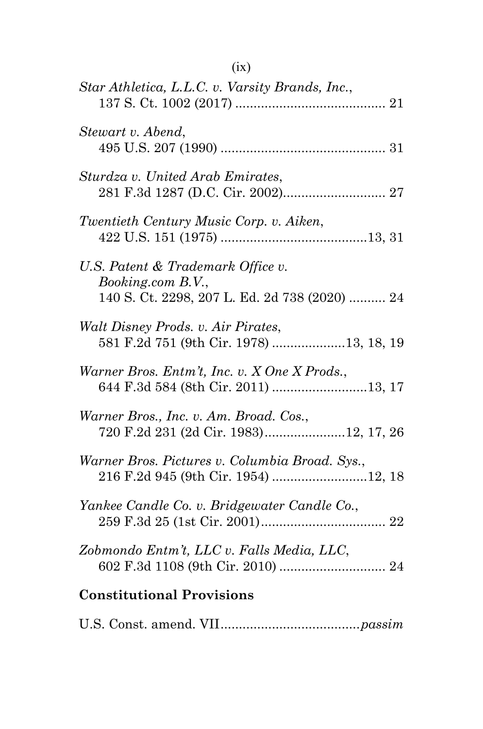*Star Athletica, L.L.C. v. Varsity Brands, Inc.*,
137 S. Ct. 1002 (2017) ........................................ 21

*Stewart v. Abend*,
495 U.S. 207 (1990) ............................................ 31

*Sturdza v. United Arab Emirates*,
281 F.3d 1287 (D.C. Cir. 2002)........................... 27

*Twentieth Century Music Corp. v. Aiken*,
422 U.S. 151 (1975) .......................................13, 31

*U.S. Patent & Trademark Office v. Booking.com B.V.*,
140 S. Ct. 2298, 207 L. Ed. 2d 738 (2020) .......... 24

*Walt Disney Prods. v. Air Pirates*,
581 F.2d 751 (9th Cir. 1978) ...................13, 18, 19

*Warner Bros. Entm't, Inc. v. X One X Prods.*,
644 F.3d 584 (8th Cir. 2011) .........................13, 17

*Warner Bros., Inc. v. Am. Broad. Cos.*,
720 F.2d 231 (2d Cir. 1983).....................12, 17, 26

*Warner Bros. Pictures v. Columbia Broad. Sys.*,
216 F.2d 945 (9th Cir. 1954) .........................12, 18

*Yankee Candle Co. v. Bridgewater Candle Co.*,
259 F.3d 25 (1st Cir. 2001)................................. 22

*Zobmondo Entm't, LLC v. Falls Media, LLC*,
602 F.3d 1108 (9th Cir. 2010) ............................ 24

**Constitutional Provisions**

U.S. Const. amend. VII.....................................*passim*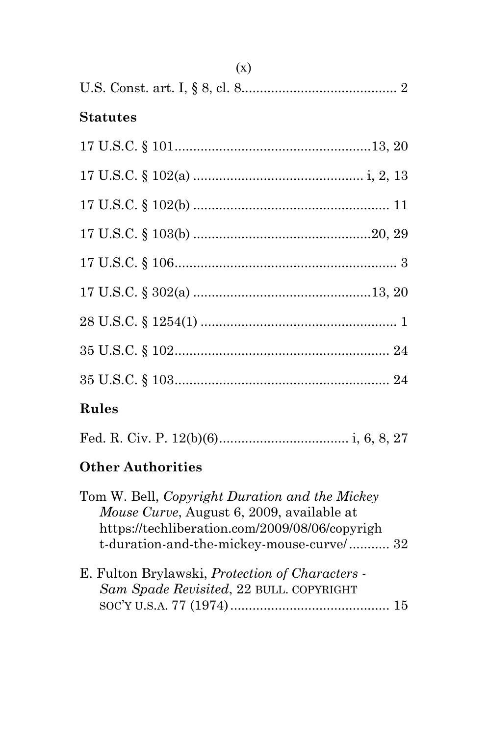U.S. Const. art. I, § 8, cl. 8.......................................... 2

**Statutes**

17 U.S.C. § 101.....................................................13, 20

17 U.S.C. § 102(a) ............................................. i, 2, 13

17 U.S.C. § 102(b) ..................................................... 11

17 U.S.C. § 103(b) ................................................20, 29

17 U.S.C. § 106............................................................ 3

17 U.S.C. § 302(a) ................................................13, 20

28 U.S.C. § 1254(1) ..................................................... 1

35 U.S.C. § 102.......................................................... 24

35 U.S.C. § 103.......................................................... 24

**Rules**

Fed. R. Civ. P. 12(b)(6).................................. i, 6, 8, 27

**Other Authorities**

Tom W. Bell, *Copyright Duration and the Mickey Mouse Curve*, August 6, 2009, available at https://techliberation.com/2009/08/06/copyright-duration-and-the-mickey-mouse-curve/........... 32

E. Fulton Brylawski, *Protection of Characters - Sam Spade Revisited*, 22 BULL. COPYRIGHT SOC'Y U.S.A. 77 (1974)........................................... 15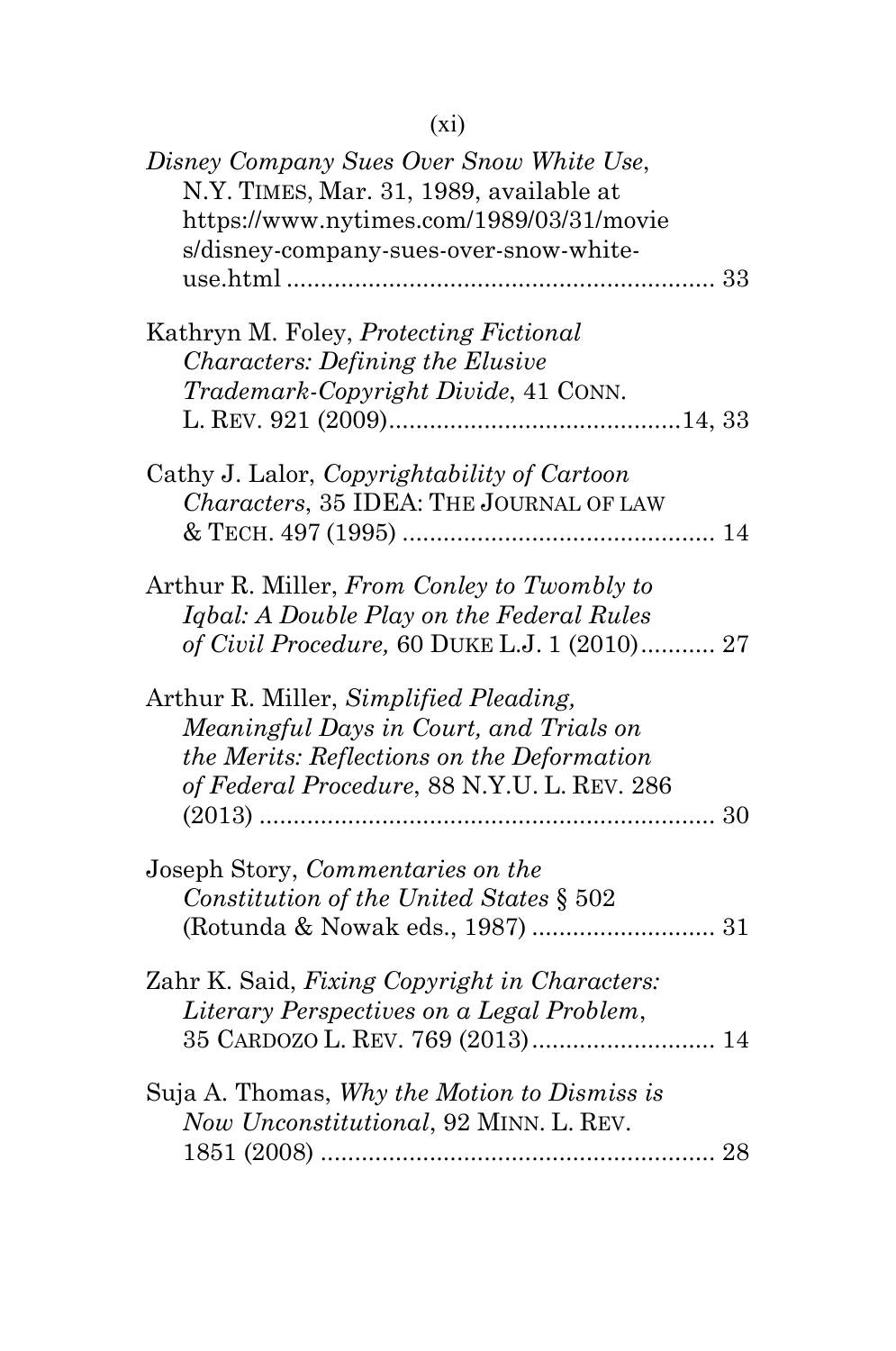*Disney Company Sues Over Snow White Use*, N.Y. TIMES, Mar. 31, 1989, available at https://www.nytimes.com/1989/03/31/movies/disney-company-sues-over-snow-white-use.html .............................................................. 33

Kathryn M. Foley, *Protecting Fictional Characters: Defining the Elusive Trademark-Copyright Divide*, 41 CONN. L. REV. 921 (2009)..........................................14, 33

Cathy J. Lalor, *Copyrightability of Cartoon Characters*, 35 IDEA: THE JOURNAL OF LAW & TECH. 497 (1995) ............................................. 14

Arthur R. Miller, *From Conley to Twombly to Iqbal: A Double Play on the Federal Rules of Civil Procedure,* 60 DUKE L.J. 1 (2010)........... 27

Arthur R. Miller, *Simplified Pleading, Meaningful Days in Court, and Trials on the Merits: Reflections on the Deformation of Federal Procedure*, 88 N.Y.U. L. REV. 286 (2013) .................................................................. 30

Joseph Story, *Commentaries on the Constitution of the United States* § 502 (Rotunda & Nowak eds., 1987) ........................... 31

Zahr K. Said, *Fixing Copyright in Characters: Literary Perspectives on a Legal Problem*, 35 CARDOZO L. REV. 769 (2013)........................... 14

Suja A. Thomas, *Why the Motion to Dismiss is Now Unconstitutional*, 92 MINN. L. REV. 1851 (2008) .......................................................... 28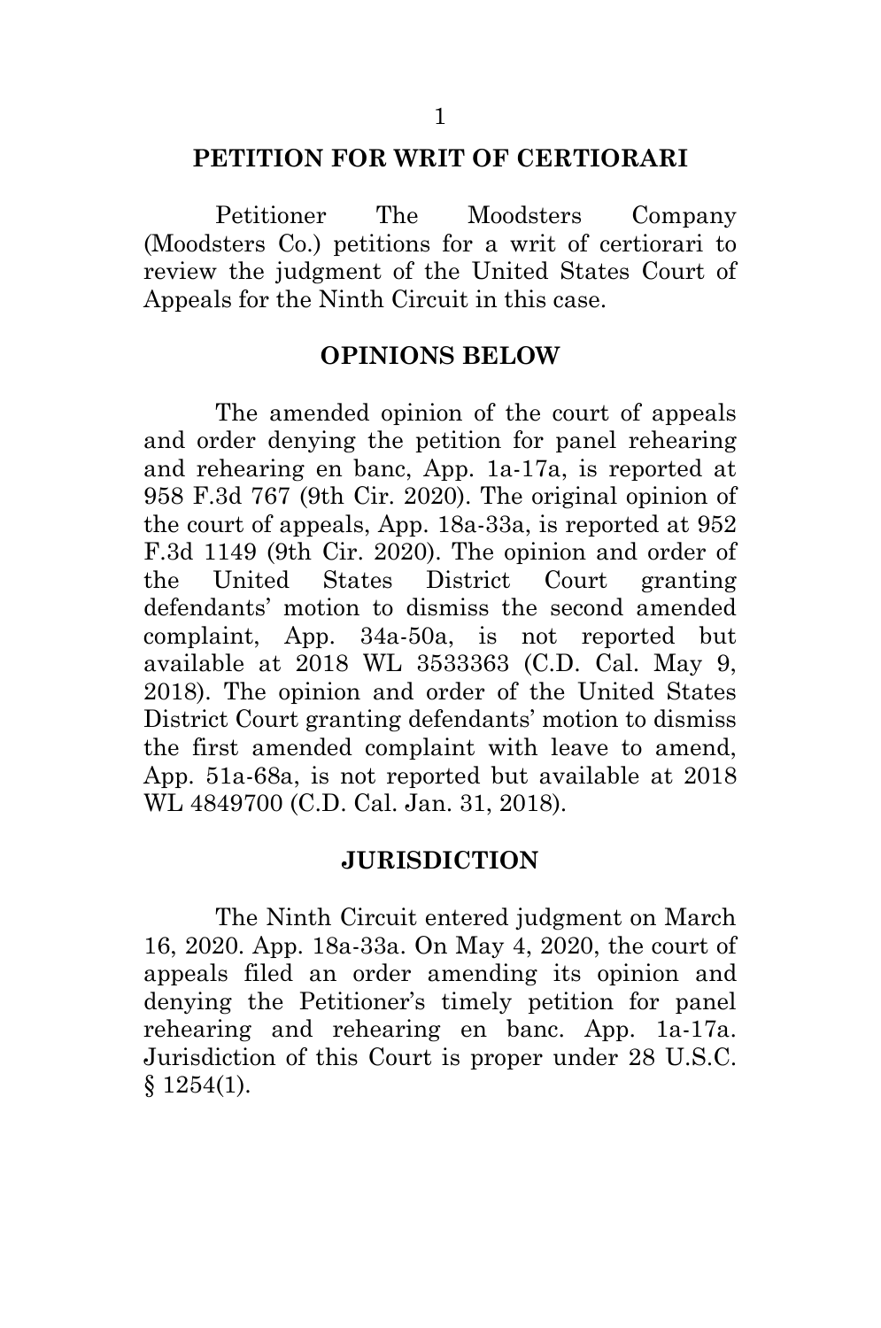## PETITION FOR WRIT OF CERTIORARI

Petitioner The Moodsters Company (Moodsters Co.) petitions for a writ of certiorari to review the judgment of the United States Court of Appeals for the Ninth Circuit in this case.

## OPINIONS BELOW

The amended opinion of the court of appeals and order denying the petition for panel rehearing and rehearing en banc, App. 1a-17a, is reported at 958 F.3d 767 (9th Cir. 2020). The original opinion of the court of appeals, App. 18a-33a, is reported at 952 F.3d 1149 (9th Cir. 2020). The opinion and order of the United States District Court granting defendants' motion to dismiss the second amended complaint, App. 34a-50a, is not reported but available at 2018 WL 3533363 (C.D. Cal. May 9, 2018). The opinion and order of the United States District Court granting defendants' motion to dismiss the first amended complaint with leave to amend, App. 51a-68a, is not reported but available at 2018 WL 4849700 (C.D. Cal. Jan. 31, 2018).

## JURISDICTION

The Ninth Circuit entered judgment on March 16, 2020. App. 18a-33a. On May 4, 2020, the court of appeals filed an order amending its opinion and denying the Petitioner's timely petition for panel rehearing and rehearing en banc. App. 1a-17a. Jurisdiction of this Court is proper under 28 U.S.C. § 1254(1).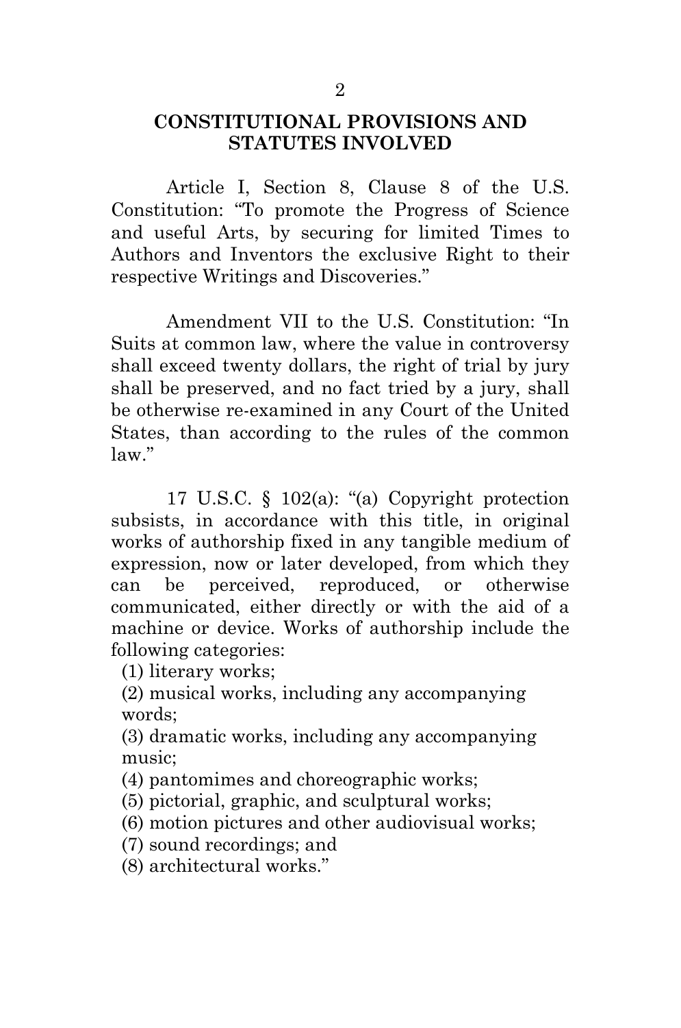## CONSTITUTIONAL PROVISIONS AND STATUTES INVOLVED

Article I, Section 8, Clause 8 of the U.S. Constitution: "To promote the Progress of Science and useful Arts, by securing for limited Times to Authors and Inventors the exclusive Right to their respective Writings and Discoveries."

Amendment VII to the U.S. Constitution: "In Suits at common law, where the value in controversy shall exceed twenty dollars, the right of trial by jury shall be preserved, and no fact tried by a jury, shall be otherwise re-examined in any Court of the United States, than according to the rules of the common law."

17 U.S.C. § 102(a): "(a) Copyright protection subsists, in accordance with this title, in original works of authorship fixed in any tangible medium of expression, now or later developed, from which they can be perceived, reproduced, or otherwise communicated, either directly or with the aid of a machine or device. Works of authorship include the following categories:

(1) literary works;
(2) musical works, including any accompanying words;
(3) dramatic works, including any accompanying music;
(4) pantomimes and choreographic works;
(5) pictorial, graphic, and sculptural works;
(6) motion pictures and other audiovisual works;
(7) sound recordings; and
(8) architectural works."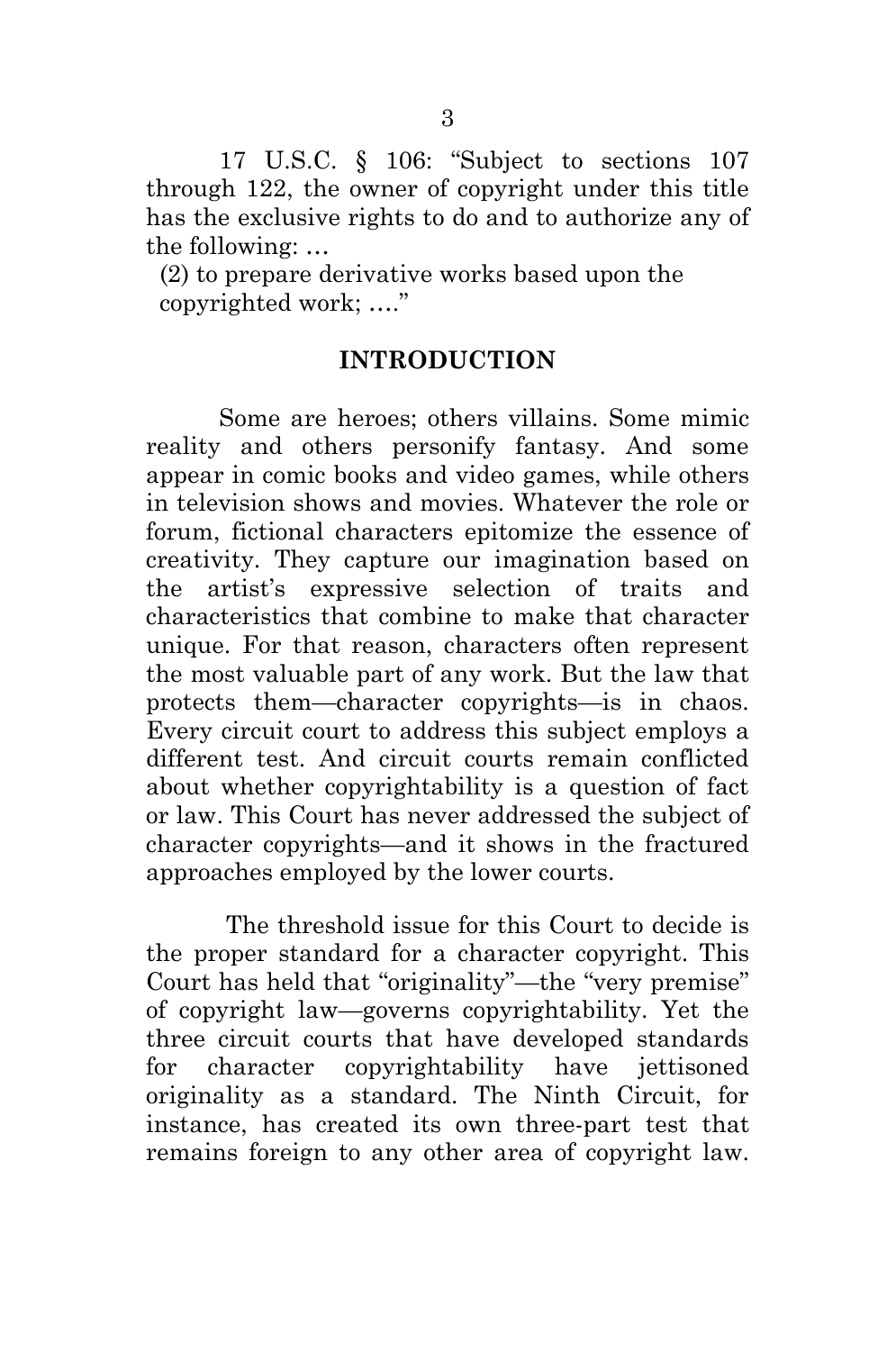17 U.S.C. § 106: "Subject to sections 107 through 122, the owner of copyright under this title has the exclusive rights to do and to authorize any of the following: …

(2) to prepare derivative works based upon the copyrighted work; …."

## INTRODUCTION

Some are heroes; others villains. Some mimic reality and others personify fantasy. And some appear in comic books and video games, while others in television shows and movies. Whatever the role or forum, fictional characters epitomize the essence of creativity. They capture our imagination based on the artist's expressive selection of traits and characteristics that combine to make that character unique. For that reason, characters often represent the most valuable part of any work. But the law that protects them—character copyrights—is in chaos. Every circuit court to address this subject employs a different test. And circuit courts remain conflicted about whether copyrightability is a question of fact or law. This Court has never addressed the subject of character copyrights—and it shows in the fractured approaches employed by the lower courts.

The threshold issue for this Court to decide is the proper standard for a character copyright. This Court has held that "originality"—the "very premise" of copyright law—governs copyrightability. Yet the three circuit courts that have developed standards for character copyrightability have jettisoned originality as a standard. The Ninth Circuit, for instance, has created its own three-part test that remains foreign to any other area of copyright law.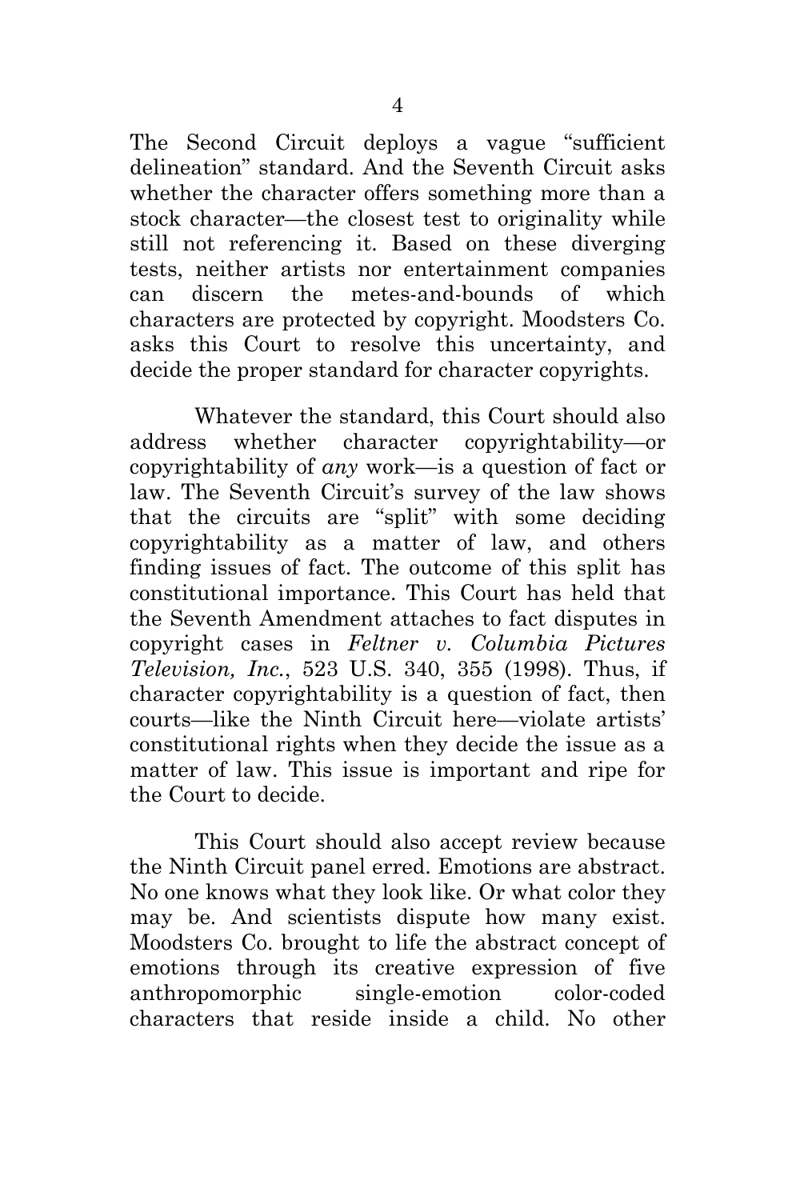The Second Circuit deploys a vague "sufficient delineation" standard. And the Seventh Circuit asks whether the character offers something more than a stock character—the closest test to originality while still not referencing it. Based on these diverging tests, neither artists nor entertainment companies can discern the metes-and-bounds of which characters are protected by copyright. Moodsters Co. asks this Court to resolve this uncertainty, and decide the proper standard for character copyrights.

Whatever the standard, this Court should also address whether character copyrightability—or copyrightability of *any* work—is a question of fact or law. The Seventh Circuit's survey of the law shows that the circuits are "split" with some deciding copyrightability as a matter of law, and others finding issues of fact. The outcome of this split has constitutional importance. This Court has held that the Seventh Amendment attaches to fact disputes in copyright cases in *Feltner v. Columbia Pictures Television, Inc.*, 523 U.S. 340, 355 (1998). Thus, if character copyrightability is a question of fact, then courts—like the Ninth Circuit here—violate artists' constitutional rights when they decide the issue as a matter of law. This issue is important and ripe for the Court to decide.

This Court should also accept review because the Ninth Circuit panel erred. Emotions are abstract. No one knows what they look like. Or what color they may be. And scientists dispute how many exist. Moodsters Co. brought to life the abstract concept of emotions through its creative expression of five anthropomorphic single-emotion color-coded characters that reside inside a child. No other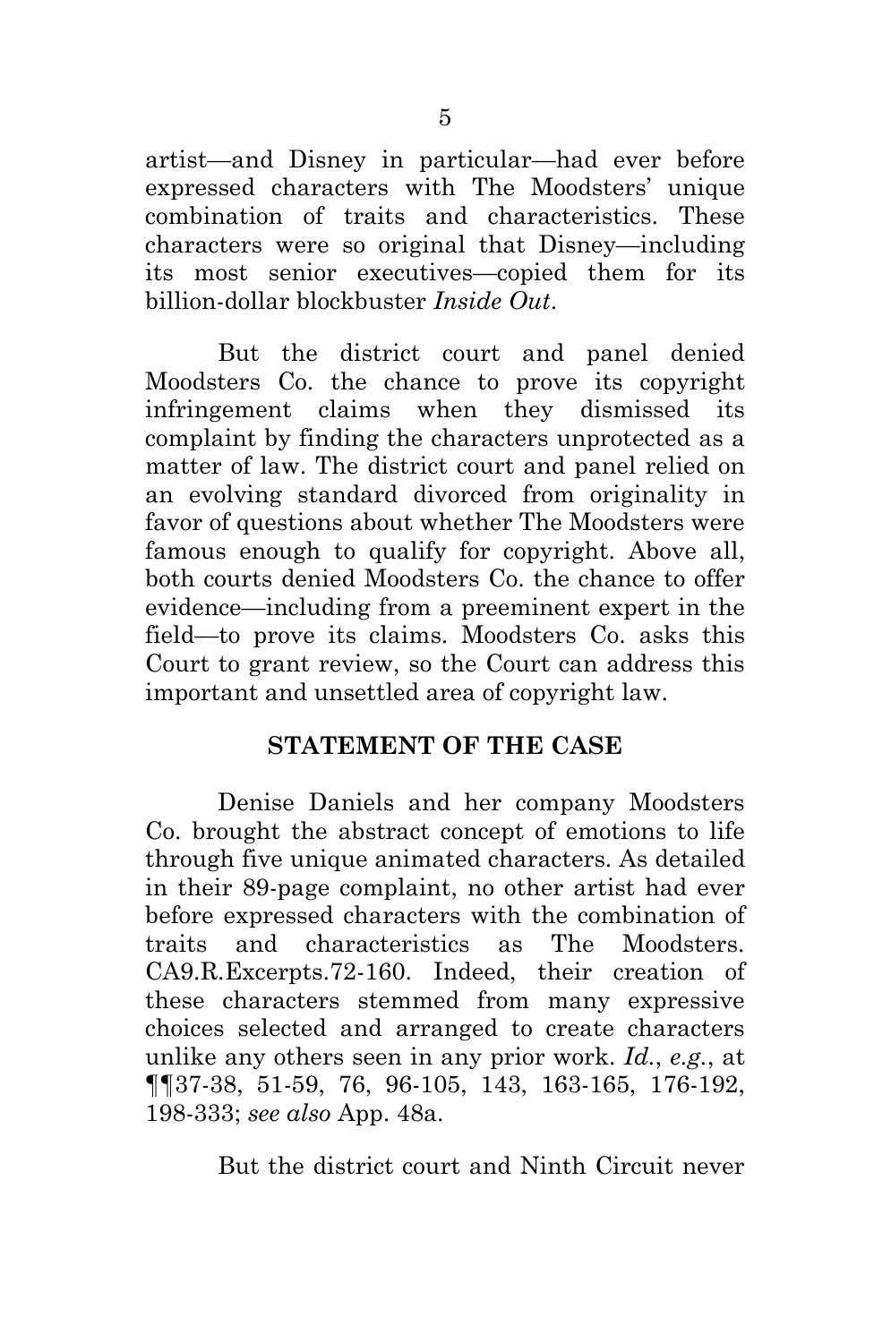artist—and Disney in particular—had ever before expressed characters with The Moodsters' unique combination of traits and characteristics. These characters were so original that Disney—including its most senior executives—copied them for its billion-dollar blockbuster *Inside Out*.

But the district court and panel denied Moodsters Co. the chance to prove its copyright infringement claims when they dismissed its complaint by finding the characters unprotected as a matter of law. The district court and panel relied on an evolving standard divorced from originality in favor of questions about whether The Moodsters were famous enough to qualify for copyright. Above all, both courts denied Moodsters Co. the chance to offer evidence—including from a preeminent expert in the field—to prove its claims. Moodsters Co. asks this Court to grant review, so the Court can address this important and unsettled area of copyright law.

## STATEMENT OF THE CASE

Denise Daniels and her company Moodsters Co. brought the abstract concept of emotions to life through five unique animated characters. As detailed in their 89-page complaint, no other artist had ever before expressed characters with the combination of traits and characteristics as The Moodsters. CA9.R.Excerpts.72-160. Indeed, their creation of these characters stemmed from many expressive choices selected and arranged to create characters unlike any others seen in any prior work. *Id.*, *e.g.*, at ¶¶37-38, 51-59, 76, 96-105, 143, 163-165, 176-192, 198-333; *see also* App. 48a.

But the district court and Ninth Circuit never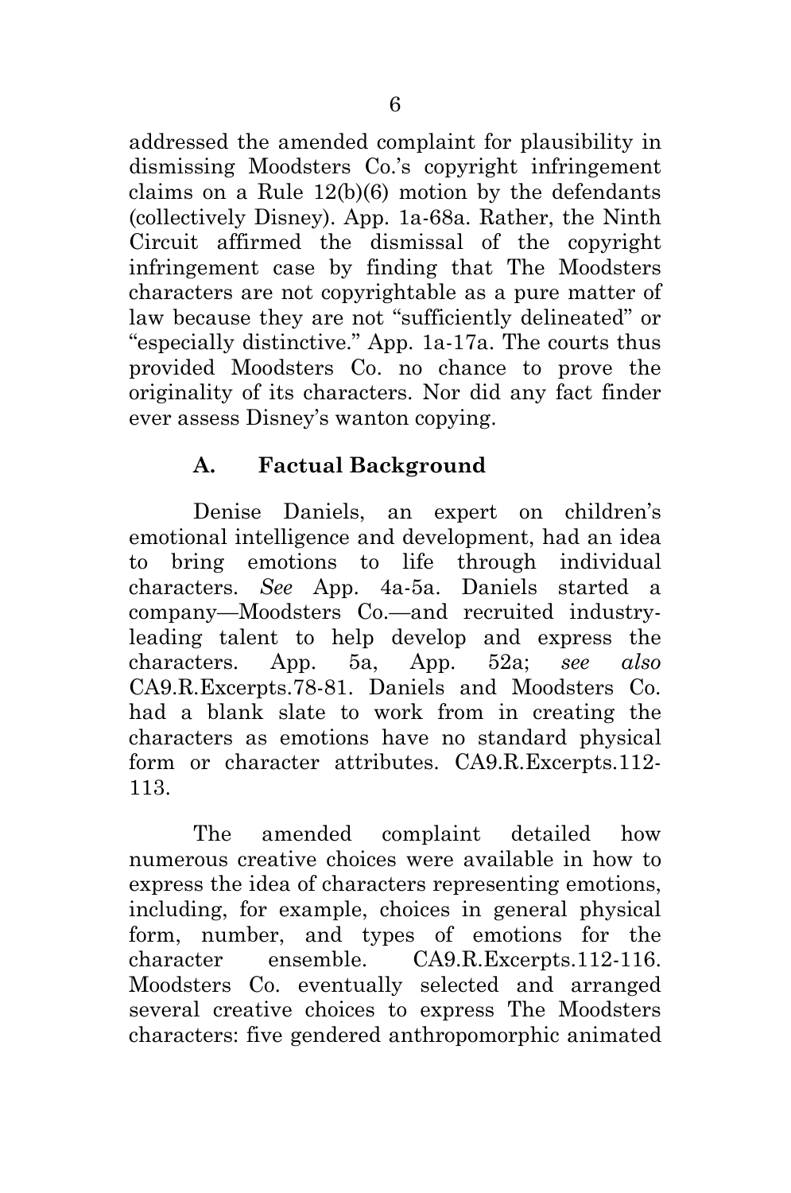addressed the amended complaint for plausibility in dismissing Moodsters Co.'s copyright infringement claims on a Rule 12(b)(6) motion by the defendants (collectively Disney). App. 1a-68a. Rather, the Ninth Circuit affirmed the dismissal of the copyright infringement case by finding that The Moodsters characters are not copyrightable as a pure matter of law because they are not "sufficiently delineated" or "especially distinctive." App. 1a-17a. The courts thus provided Moodsters Co. no chance to prove the originality of its characters. Nor did any fact finder ever assess Disney's wanton copying.

### A. Factual Background

Denise Daniels, an expert on children's emotional intelligence and development, had an idea to bring emotions to life through individual characters. *See* App. 4a-5a. Daniels started a company—Moodsters Co.—and recruited industry-leading talent to help develop and express the characters. App. 5a, App. 52a; *see also* CA9.R.Excerpts.78-81. Daniels and Moodsters Co. had a blank slate to work from in creating the characters as emotions have no standard physical form or character attributes. CA9.R.Excerpts.112-113.

The amended complaint detailed how numerous creative choices were available in how to express the idea of characters representing emotions, including, for example, choices in general physical form, number, and types of emotions for the character ensemble. CA9.R.Excerpts.112-116. Moodsters Co. eventually selected and arranged several creative choices to express The Moodsters characters: five gendered anthropomorphic animated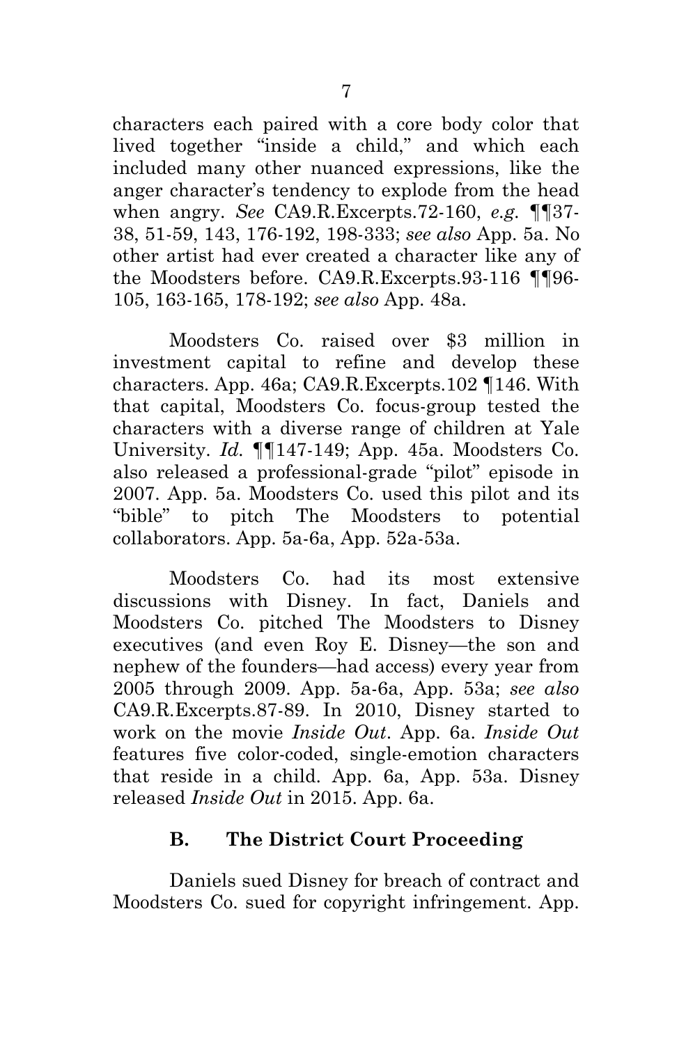characters each paired with a core body color that lived together "inside a child," and which each included many other nuanced expressions, like the anger character's tendency to explode from the head when angry. *See* CA9.R.Excerpts.72-160, *e.g.* ¶¶37-38, 51-59, 143, 176-192, 198-333; *see also* App. 5a. No other artist had ever created a character like any of the Moodsters before. CA9.R.Excerpts.93-116 ¶¶96-105, 163-165, 178-192; *see also* App. 48a.

Moodsters Co. raised over $3 million in investment capital to refine and develop these characters. App. 46a; CA9.R.Excerpts.102 ¶146. With that capital, Moodsters Co. focus-group tested the characters with a diverse range of children at Yale University. *Id.* ¶¶147-149; App. 45a. Moodsters Co. also released a professional-grade "pilot" episode in 2007. App. 5a. Moodsters Co. used this pilot and its "bible" to pitch The Moodsters to potential collaborators. App. 5a-6a, App. 52a-53a.

Moodsters Co. had its most extensive discussions with Disney. In fact, Daniels and Moodsters Co. pitched The Moodsters to Disney executives (and even Roy E. Disney—the son and nephew of the founders—had access) every year from 2005 through 2009. App. 5a-6a, App. 53a; *see also* CA9.R.Excerpts.87-89. In 2010, Disney started to work on the movie *Inside Out*. App. 6a. *Inside Out* features five color-coded, single-emotion characters that reside in a child. App. 6a, App. 53a. Disney released *Inside Out* in 2015. App. 6a.

### B. The District Court Proceeding

Daniels sued Disney for breach of contract and Moodsters Co. sued for copyright infringement. App.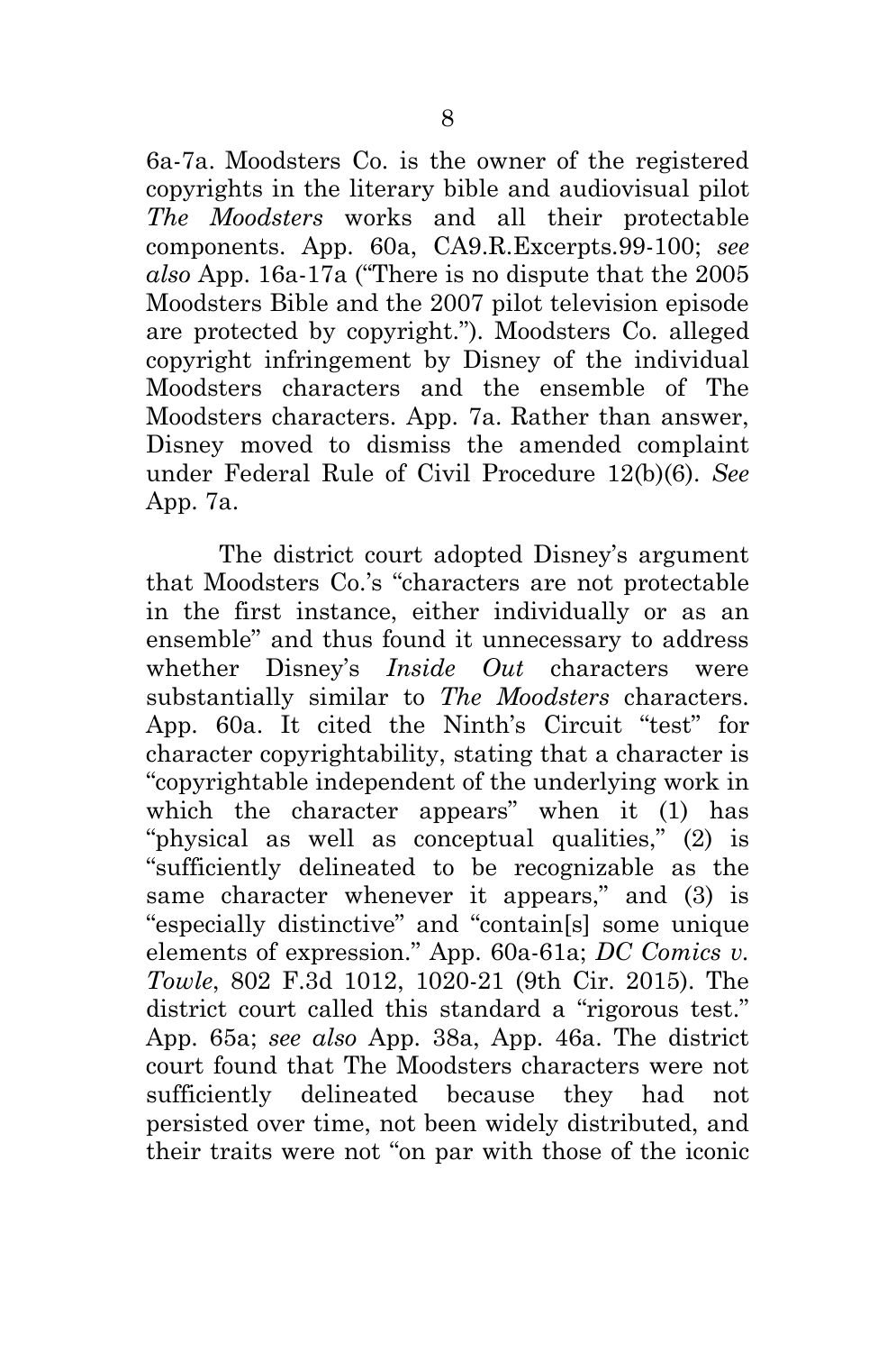6a-7a. Moodsters Co. is the owner of the registered copyrights in the literary bible and audiovisual pilot *The Moodsters* works and all their protectable components. App. 60a, CA9.R.Excerpts.99-100; *see also* App. 16a-17a ("There is no dispute that the 2005 Moodsters Bible and the 2007 pilot television episode are protected by copyright."). Moodsters Co. alleged copyright infringement by Disney of the individual Moodsters characters and the ensemble of The Moodsters characters. App. 7a. Rather than answer, Disney moved to dismiss the amended complaint under Federal Rule of Civil Procedure 12(b)(6). *See* App. 7a.

The district court adopted Disney's argument that Moodsters Co.'s "characters are not protectable in the first instance, either individually or as an ensemble" and thus found it unnecessary to address whether Disney's *Inside Out* characters were substantially similar to *The Moodsters* characters. App. 60a. It cited the Ninth's Circuit "test" for character copyrightability, stating that a character is "copyrightable independent of the underlying work in which the character appears" when it (1) has "physical as well as conceptual qualities," (2) is "sufficiently delineated to be recognizable as the same character whenever it appears," and (3) is "especially distinctive" and "contain[s] some unique elements of expression." App. 60a-61a; *DC Comics v. Towle*, 802 F.3d 1012, 1020-21 (9th Cir. 2015). The district court called this standard a "rigorous test." App. 65a; *see also* App. 38a, App. 46a. The district court found that The Moodsters characters were not sufficiently delineated because they had not persisted over time, not been widely distributed, and their traits were not "on par with those of the iconic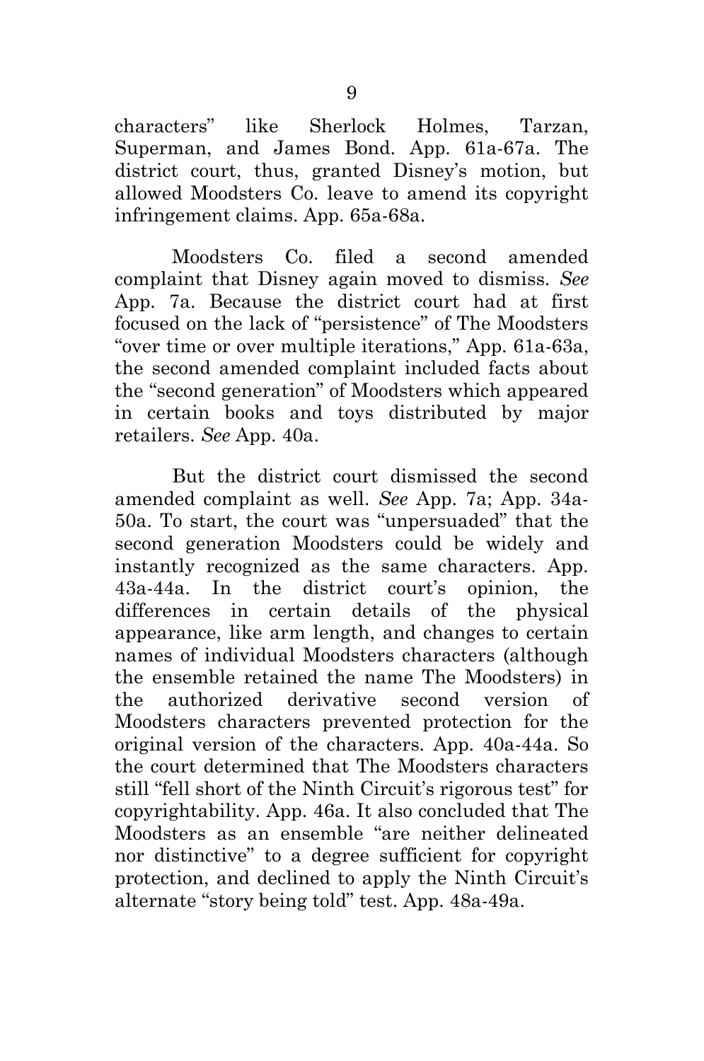characters" like Sherlock Holmes, Tarzan, Superman, and James Bond. App. 61a-67a. The district court, thus, granted Disney's motion, but allowed Moodsters Co. leave to amend its copyright infringement claims. App. 65a-68a.

Moodsters Co. filed a second amended complaint that Disney again moved to dismiss. *See* App. 7a. Because the district court had at first focused on the lack of "persistence" of The Moodsters "over time or over multiple iterations," App. 61a-63a, the second amended complaint included facts about the "second generation" of Moodsters which appeared in certain books and toys distributed by major retailers. *See* App. 40a.

But the district court dismissed the second amended complaint as well. *See* App. 7a; App. 34a-50a. To start, the court was "unpersuaded" that the second generation Moodsters could be widely and instantly recognized as the same characters. App. 43a-44a. In the district court's opinion, the differences in certain details of the physical appearance, like arm length, and changes to certain names of individual Moodsters characters (although the ensemble retained the name The Moodsters) in the authorized derivative second version of Moodsters characters prevented protection for the original version of the characters. App. 40a-44a. So the court determined that The Moodsters characters still "fell short of the Ninth Circuit's rigorous test" for copyrightability. App. 46a. It also concluded that The Moodsters as an ensemble "are neither delineated nor distinctive" to a degree sufficient for copyright protection, and declined to apply the Ninth Circuit's alternate "story being told" test. App. 48a-49a.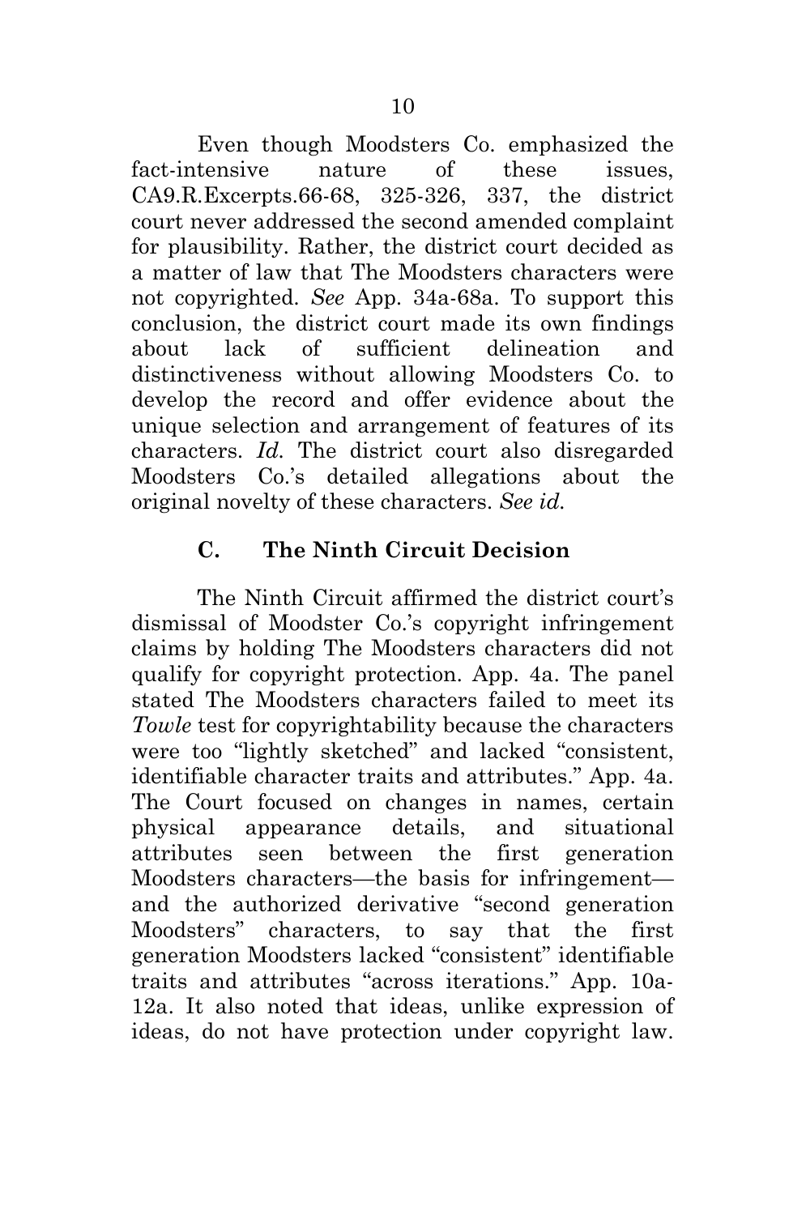Even though Moodsters Co. emphasized the fact-intensive nature of these issues, CA9.R.Excerpts.66-68, 325-326, 337, the district court never addressed the second amended complaint for plausibility. Rather, the district court decided as a matter of law that The Moodsters characters were not copyrighted. *See* App. 34a-68a. To support this conclusion, the district court made its own findings about lack of sufficient delineation and distinctiveness without allowing Moodsters Co. to develop the record and offer evidence about the unique selection and arrangement of features of its characters. *Id.* The district court also disregarded Moodsters Co.'s detailed allegations about the original novelty of these characters. *See id.*

### C. The Ninth Circuit Decision

The Ninth Circuit affirmed the district court's dismissal of Moodster Co.'s copyright infringement claims by holding The Moodsters characters did not qualify for copyright protection. App. 4a. The panel stated The Moodsters characters failed to meet its *Towle* test for copyrightability because the characters were too "lightly sketched" and lacked "consistent, identifiable character traits and attributes." App. 4a. The Court focused on changes in names, certain physical appearance details, and situational attributes seen between the first generation Moodsters characters—the basis for infringement—and the authorized derivative "second generation Moodsters" characters, to say that the first generation Moodsters lacked "consistent" identifiable traits and attributes "across iterations." App. 10a-12a. It also noted that ideas, unlike expression of ideas, do not have protection under copyright law.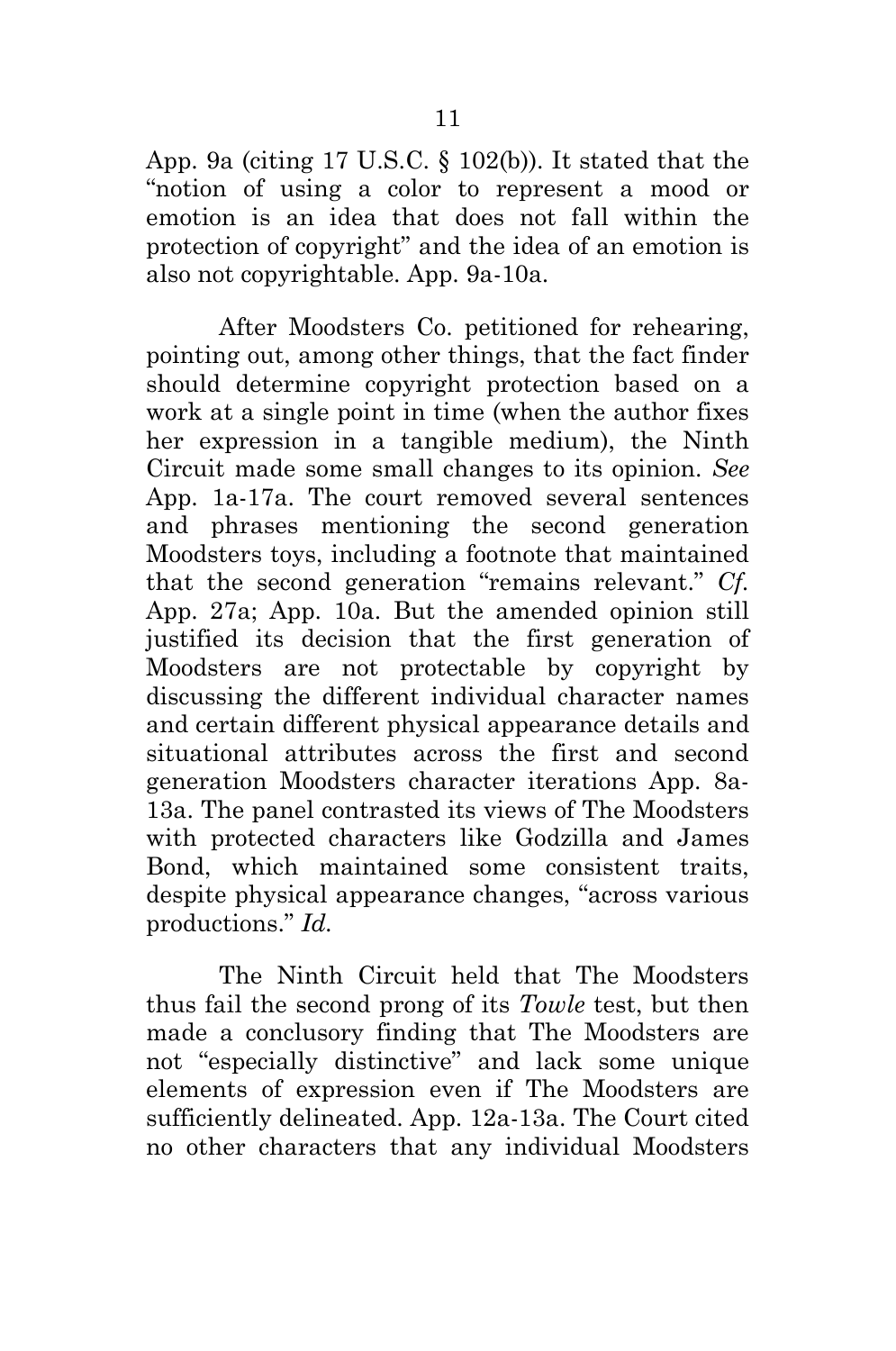App. 9a (citing 17 U.S.C. § 102(b)). It stated that the "notion of using a color to represent a mood or emotion is an idea that does not fall within the protection of copyright" and the idea of an emotion is also not copyrightable. App. 9a-10a.

After Moodsters Co. petitioned for rehearing, pointing out, among other things, that the fact finder should determine copyright protection based on a work at a single point in time (when the author fixes her expression in a tangible medium), the Ninth Circuit made some small changes to its opinion. *See* App. 1a-17a. The court removed several sentences and phrases mentioning the second generation Moodsters toys, including a footnote that maintained that the second generation "remains relevant." *Cf.* App. 27a; App. 10a. But the amended opinion still justified its decision that the first generation of Moodsters are not protectable by copyright by discussing the different individual character names and certain different physical appearance details and situational attributes across the first and second generation Moodsters character iterations App. 8a-13a. The panel contrasted its views of The Moodsters with protected characters like Godzilla and James Bond, which maintained some consistent traits, despite physical appearance changes, "across various productions." *Id.*

The Ninth Circuit held that The Moodsters thus fail the second prong of its *Towle* test, but then made a conclusory finding that The Moodsters are not "especially distinctive" and lack some unique elements of expression even if The Moodsters are sufficiently delineated. App. 12a-13a. The Court cited no other characters that any individual Moodsters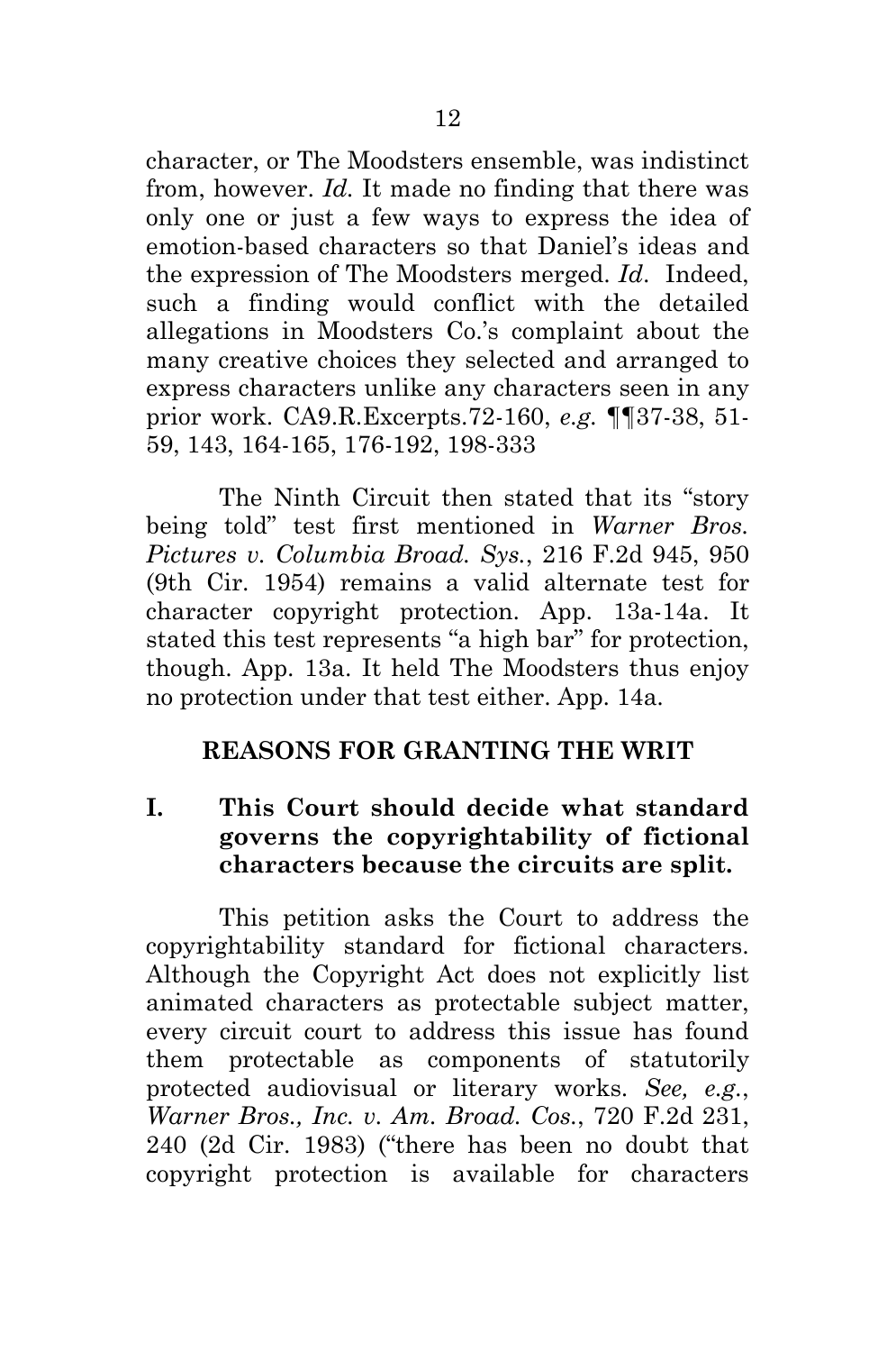character, or The Moodsters ensemble, was indistinct from, however. *Id.* It made no finding that there was only one or just a few ways to express the idea of emotion-based characters so that Daniel's ideas and the expression of The Moodsters merged. *Id.* Indeed, such a finding would conflict with the detailed allegations in Moodsters Co.'s complaint about the many creative choices they selected and arranged to express characters unlike any characters seen in any prior work. CA9.R.Excerpts.72-160, *e.g.* ¶¶37-38, 51-59, 143, 164-165, 176-192, 198-333

The Ninth Circuit then stated that its "story being told" test first mentioned in *Warner Bros. Pictures v. Columbia Broad. Sys.*, 216 F.2d 945, 950 (9th Cir. 1954) remains a valid alternate test for character copyright protection. App. 13a-14a. It stated this test represents "a high bar" for protection, though. App. 13a. It held The Moodsters thus enjoy no protection under that test either. App. 14a.

## REASONS FOR GRANTING THE WRIT

### I. This Court should decide what standard governs the copyrightability of fictional characters because the circuits are split.

This petition asks the Court to address the copyrightability standard for fictional characters. Although the Copyright Act does not explicitly list animated characters as protectable subject matter, every circuit court to address this issue has found them protectable as components of statutorily protected audiovisual or literary works. *See, e.g.*, *Warner Bros., Inc. v. Am. Broad. Cos.*, 720 F.2d 231, 240 (2d Cir. 1983) ("there has been no doubt that copyright protection is available for characters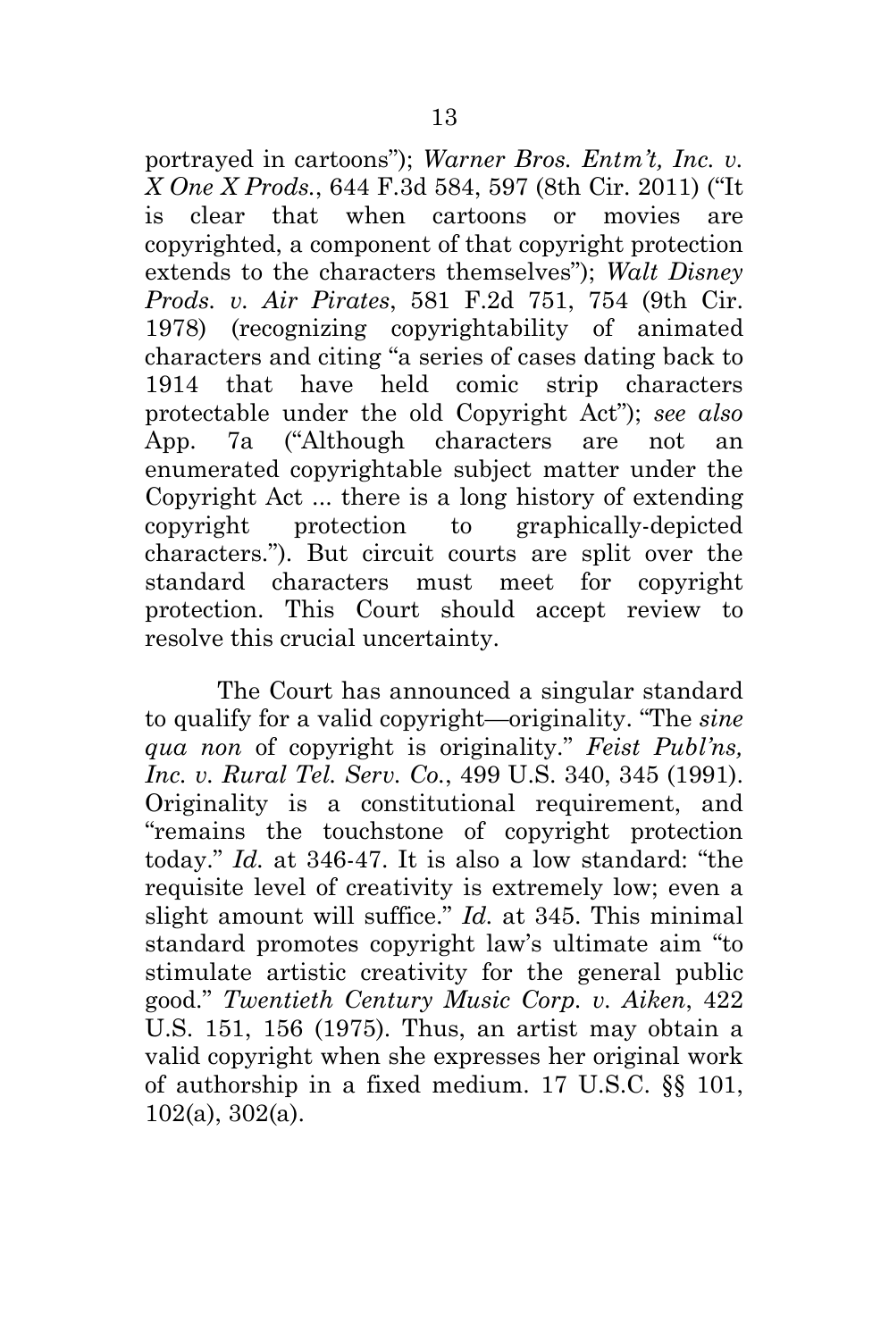portrayed in cartoons"); *Warner Bros. Entm't, Inc. v. X One X Prods.*, 644 F.3d 584, 597 (8th Cir. 2011) ("It is clear that when cartoons or movies are copyrighted, a component of that copyright protection extends to the characters themselves"); *Walt Disney Prods. v. Air Pirates*, 581 F.2d 751, 754 (9th Cir. 1978) (recognizing copyrightability of animated characters and citing "a series of cases dating back to 1914 that have held comic strip characters protectable under the old Copyright Act"); *see also* App. 7a ("Although characters are not an enumerated copyrightable subject matter under the Copyright Act ... there is a long history of extending copyright protection to graphically-depicted characters."). But circuit courts are split over the standard characters must meet for copyright protection. This Court should accept review to resolve this crucial uncertainty.

The Court has announced a singular standard to qualify for a valid copyright—originality. "The *sine qua non* of copyright is originality." *Feist Publ'ns, Inc. v. Rural Tel. Serv. Co.*, 499 U.S. 340, 345 (1991). Originality is a constitutional requirement, and "remains the touchstone of copyright protection today." *Id.* at 346-47. It is also a low standard: "the requisite level of creativity is extremely low; even a slight amount will suffice." *Id.* at 345. This minimal standard promotes copyright law's ultimate aim "to stimulate artistic creativity for the general public good." *Twentieth Century Music Corp. v. Aiken*, 422 U.S. 151, 156 (1975). Thus, an artist may obtain a valid copyright when she expresses her original work of authorship in a fixed medium. 17 U.S.C. §§ 101, 102(a), 302(a).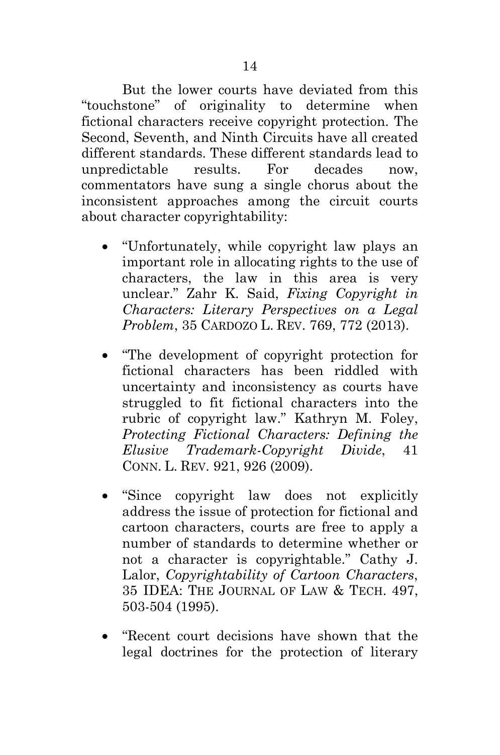But the lower courts have deviated from this "touchstone" of originality to determine when fictional characters receive copyright protection. The Second, Seventh, and Ninth Circuits have all created different standards. These different standards lead to unpredictable results. For decades now, commentators have sung a single chorus about the inconsistent approaches among the circuit courts about character copyrightability:

- "Unfortunately, while copyright law plays an important role in allocating rights to the use of characters, the law in this area is very unclear." Zahr K. Said, *Fixing Copyright in Characters: Literary Perspectives on a Legal Problem*, 35 CARDOZO L. REV. 769, 772 (2013).

- "The development of copyright protection for fictional characters has been riddled with uncertainty and inconsistency as courts have struggled to fit fictional characters into the rubric of copyright law." Kathryn M. Foley, *Protecting Fictional Characters: Defining the Elusive Trademark-Copyright Divide*, 41 CONN. L. REV. 921, 926 (2009).

- "Since copyright law does not explicitly address the issue of protection for fictional and cartoon characters, courts are free to apply a number of standards to determine whether or not a character is copyrightable." Cathy J. Lalor, *Copyrightability of Cartoon Characters*, 35 IDEA: THE JOURNAL OF LAW & TECH. 497, 503-504 (1995).

- "Recent court decisions have shown that the legal doctrines for the protection of literary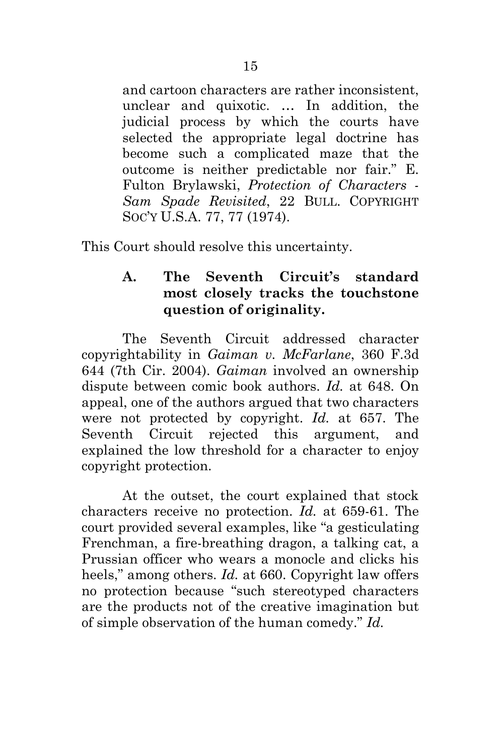and cartoon characters are rather inconsistent, unclear and quixotic. … In addition, the judicial process by which the courts have selected the appropriate legal doctrine has become such a complicated maze that the outcome is neither predictable nor fair." E. Fulton Brylawski, *Protection of Characters - Sam Spade Revisited*, 22 BULL. COPYRIGHT SOC'Y U.S.A. 77, 77 (1974).

This Court should resolve this uncertainty.

### A. The Seventh Circuit's standard most closely tracks the touchstone question of originality.

The Seventh Circuit addressed character copyrightability in *Gaiman v. McFarlane*, 360 F.3d 644 (7th Cir. 2004). *Gaiman* involved an ownership dispute between comic book authors. *Id.* at 648. On appeal, one of the authors argued that two characters were not protected by copyright. *Id.* at 657. The Seventh Circuit rejected this argument, and explained the low threshold for a character to enjoy copyright protection.

At the outset, the court explained that stock characters receive no protection. *Id.* at 659-61. The court provided several examples, like "a gesticulating Frenchman, a fire-breathing dragon, a talking cat, a Prussian officer who wears a monocle and clicks his heels," among others. *Id.* at 660. Copyright law offers no protection because "such stereotyped characters are the products not of the creative imagination but of simple observation of the human comedy." *Id.*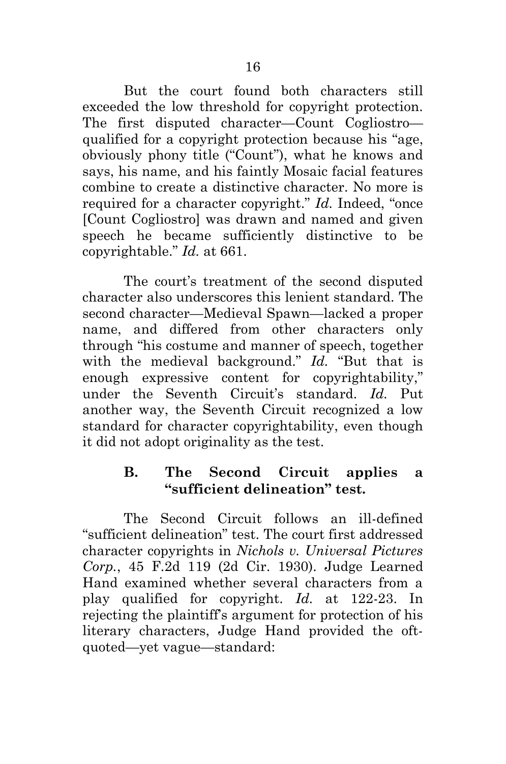But the court found both characters still exceeded the low threshold for copyright protection. The first disputed character—Count Cogliostro—qualified for a copyright protection because his "age, obviously phony title ("Count"), what he knows and says, his name, and his faintly Mosaic facial features combine to create a distinctive character. No more is required for a character copyright." *Id.* Indeed, "once [Count Cogliostro] was drawn and named and given speech he became sufficiently distinctive to be copyrightable." *Id.* at 661.

The court's treatment of the second disputed character also underscores this lenient standard. The second character—Medieval Spawn—lacked a proper name, and differed from other characters only through "his costume and manner of speech, together with the medieval background." *Id.* "But that is enough expressive content for copyrightability," under the Seventh Circuit's standard. *Id.* Put another way, the Seventh Circuit recognized a low standard for character copyrightability, even though it did not adopt originality as the test.

### B. The Second Circuit applies a "sufficient delineation" test.

The Second Circuit follows an ill-defined "sufficient delineation" test. The court first addressed character copyrights in *Nichols v. Universal Pictures Corp.*, 45 F.2d 119 (2d Cir. 1930). Judge Learned Hand examined whether several characters from a play qualified for copyright. *Id.* at 122-23. In rejecting the plaintiff's argument for protection of his literary characters, Judge Hand provided the oft-quoted—yet vague—standard: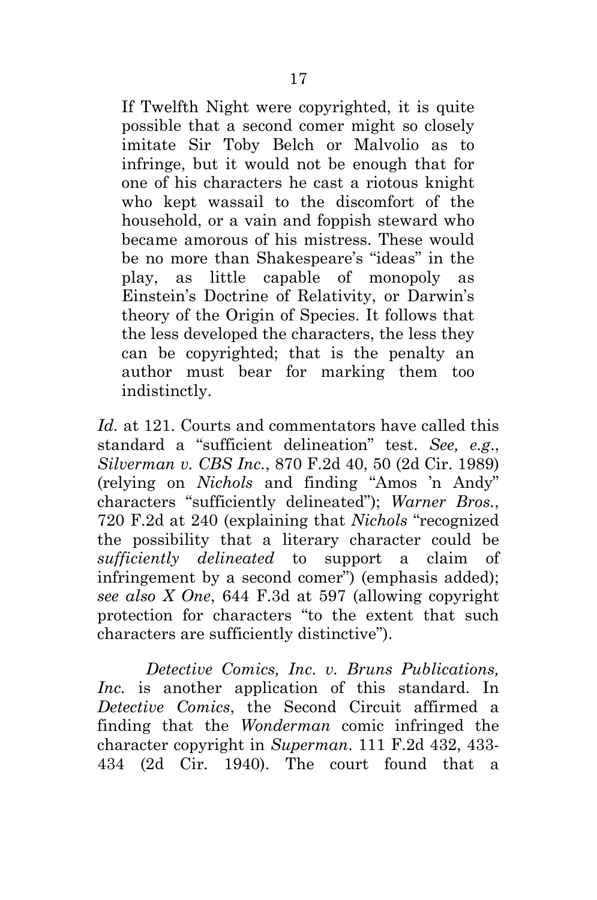> If Twelfth Night were copyrighted, it is quite possible that a second comer might so closely imitate Sir Toby Belch or Malvolio as to infringe, but it would not be enough that for one of his characters he cast a riotous knight who kept wassail to the discomfort of the household, or a vain and foppish steward who became amorous of his mistress. These would be no more than Shakespeare's "ideas" in the play, as little capable of monopoly as Einstein's Doctrine of Relativity, or Darwin's theory of the Origin of Species. It follows that the less developed the characters, the less they can be copyrighted; that is the penalty an author must bear for marking them too indistinctly.

*Id.* at 121. Courts and commentators have called this standard a "sufficient delineation" test. *See, e.g.*, *Silverman v. CBS Inc.*, 870 F.2d 40, 50 (2d Cir. 1989) (relying on *Nichols* and finding "Amos 'n Andy" characters "sufficiently delineated"); *Warner Bros.*, 720 F.2d at 240 (explaining that *Nichols* "recognized the possibility that a literary character could be *sufficiently delineated* to support a claim of infringement by a second comer") (emphasis added); *see also X One*, 644 F.3d at 597 (allowing copyright protection for characters "to the extent that such characters are sufficiently distinctive").

*Detective Comics, Inc. v. Bruns Publications, Inc.* is another application of this standard. In *Detective Comics*, the Second Circuit affirmed a finding that the *Wonderman* comic infringed the character copyright in *Superman*. 111 F.2d 432, 433-434 (2d Cir. 1940). The court found that a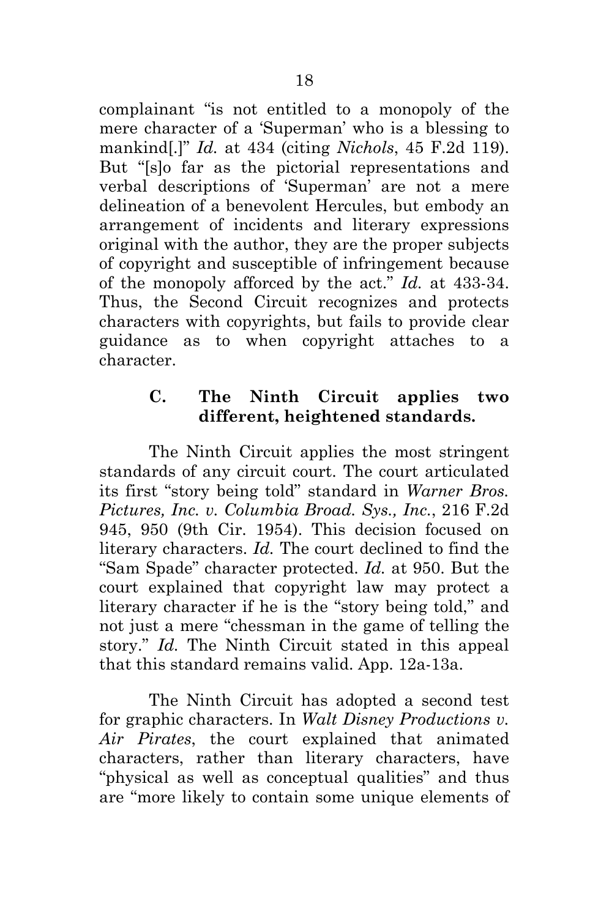complainant "is not entitled to a monopoly of the mere character of a 'Superman' who is a blessing to mankind[.]" *Id.* at 434 (citing *Nichols*, 45 F.2d 119). But "[s]o far as the pictorial representations and verbal descriptions of 'Superman' are not a mere delineation of a benevolent Hercules, but embody an arrangement of incidents and literary expressions original with the author, they are the proper subjects of copyright and susceptible of infringement because of the monopoly afforced by the act." *Id.* at 433-34. Thus, the Second Circuit recognizes and protects characters with copyrights, but fails to provide clear guidance as to when copyright attaches to a character.

### C. The Ninth Circuit applies two different, heightened standards.

The Ninth Circuit applies the most stringent standards of any circuit court. The court articulated its first "story being told" standard in *Warner Bros. Pictures, Inc. v. Columbia Broad. Sys., Inc.*, 216 F.2d 945, 950 (9th Cir. 1954). This decision focused on literary characters. *Id.* The court declined to find the "Sam Spade" character protected. *Id.* at 950. But the court explained that copyright law may protect a literary character if he is the "story being told," and not just a mere "chessman in the game of telling the story." *Id.* The Ninth Circuit stated in this appeal that this standard remains valid. App. 12a-13a.

The Ninth Circuit has adopted a second test for graphic characters. In *Walt Disney Productions v. Air Pirates*, the court explained that animated characters, rather than literary characters, have "physical as well as conceptual qualities" and thus are "more likely to contain some unique elements of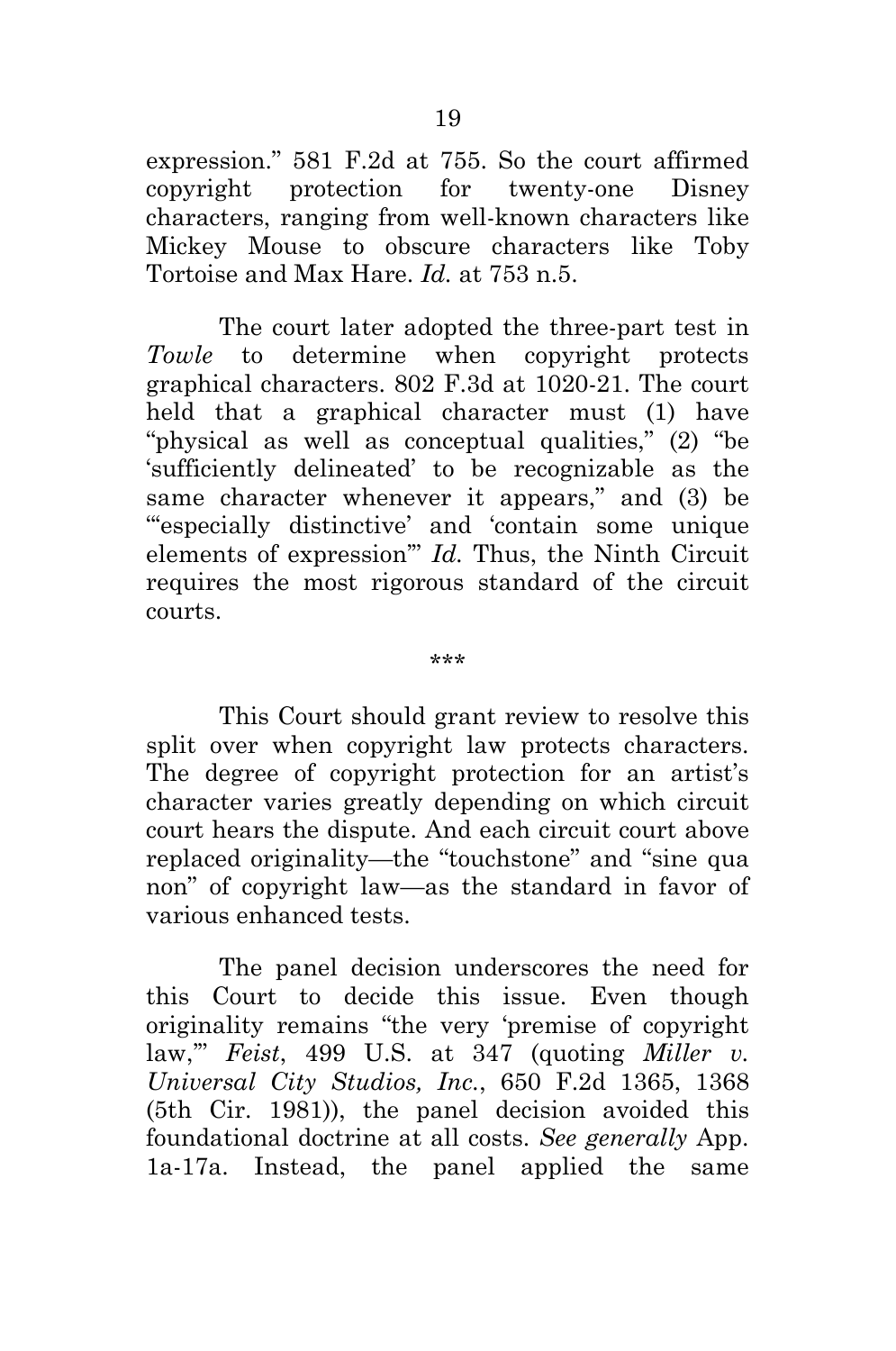expression." 581 F.2d at 755. So the court affirmed copyright protection for twenty-one Disney characters, ranging from well-known characters like Mickey Mouse to obscure characters like Toby Tortoise and Max Hare. *Id.* at 753 n.5.

The court later adopted the three-part test in *Towle* to determine when copyright protects graphical characters. 802 F.3d at 1020-21. The court held that a graphical character must (1) have "physical as well as conceptual qualities," (2) "be 'sufficiently delineated' to be recognizable as the same character whenever it appears," and (3) be "'especially distinctive' and 'contain some unique elements of expression'" *Id.* Thus, the Ninth Circuit requires the most rigorous standard of the circuit courts.

\*\*\*

This Court should grant review to resolve this split over when copyright law protects characters. The degree of copyright protection for an artist's character varies greatly depending on which circuit court hears the dispute. And each circuit court above replaced originality—the "touchstone" and "sine qua non" of copyright law—as the standard in favor of various enhanced tests.

The panel decision underscores the need for this Court to decide this issue. Even though originality remains "the very 'premise of copyright law,'" *Feist*, 499 U.S. at 347 (quoting *Miller v. Universal City Studios, Inc.*, 650 F.2d 1365, 1368 (5th Cir. 1981)), the panel decision avoided this foundational doctrine at all costs. *See generally* App. 1a-17a. Instead, the panel applied the same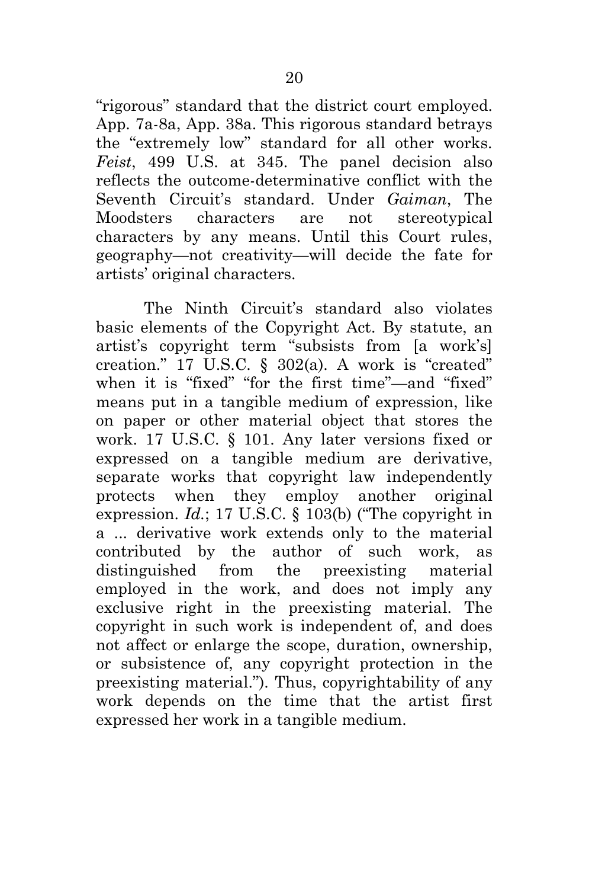"rigorous" standard that the district court employed. App. 7a-8a, App. 38a. This rigorous standard betrays the "extremely low" standard for all other works. *Feist*, 499 U.S. at 345. The panel decision also reflects the outcome-determinative conflict with the Seventh Circuit's standard. Under *Gaiman*, The Moodsters characters are not stereotypical characters by any means. Until this Court rules, geography—not creativity—will decide the fate for artists' original characters.

The Ninth Circuit's standard also violates basic elements of the Copyright Act. By statute, an artist's copyright term "subsists from [a work's] creation." 17 U.S.C. § 302(a). A work is "created" when it is "fixed" "for the first time"—and "fixed" means put in a tangible medium of expression, like on paper or other material object that stores the work. 17 U.S.C. § 101. Any later versions fixed or expressed on a tangible medium are derivative, separate works that copyright law independently protects when they employ another original expression. *Id.*; 17 U.S.C. § 103(b) ("The copyright in a ... derivative work extends only to the material contributed by the author of such work, as distinguished from the preexisting material employed in the work, and does not imply any exclusive right in the preexisting material. The copyright in such work is independent of, and does not affect or enlarge the scope, duration, ownership, or subsistence of, any copyright protection in the preexisting material."). Thus, copyrightability of any work depends on the time that the artist first expressed her work in a tangible medium.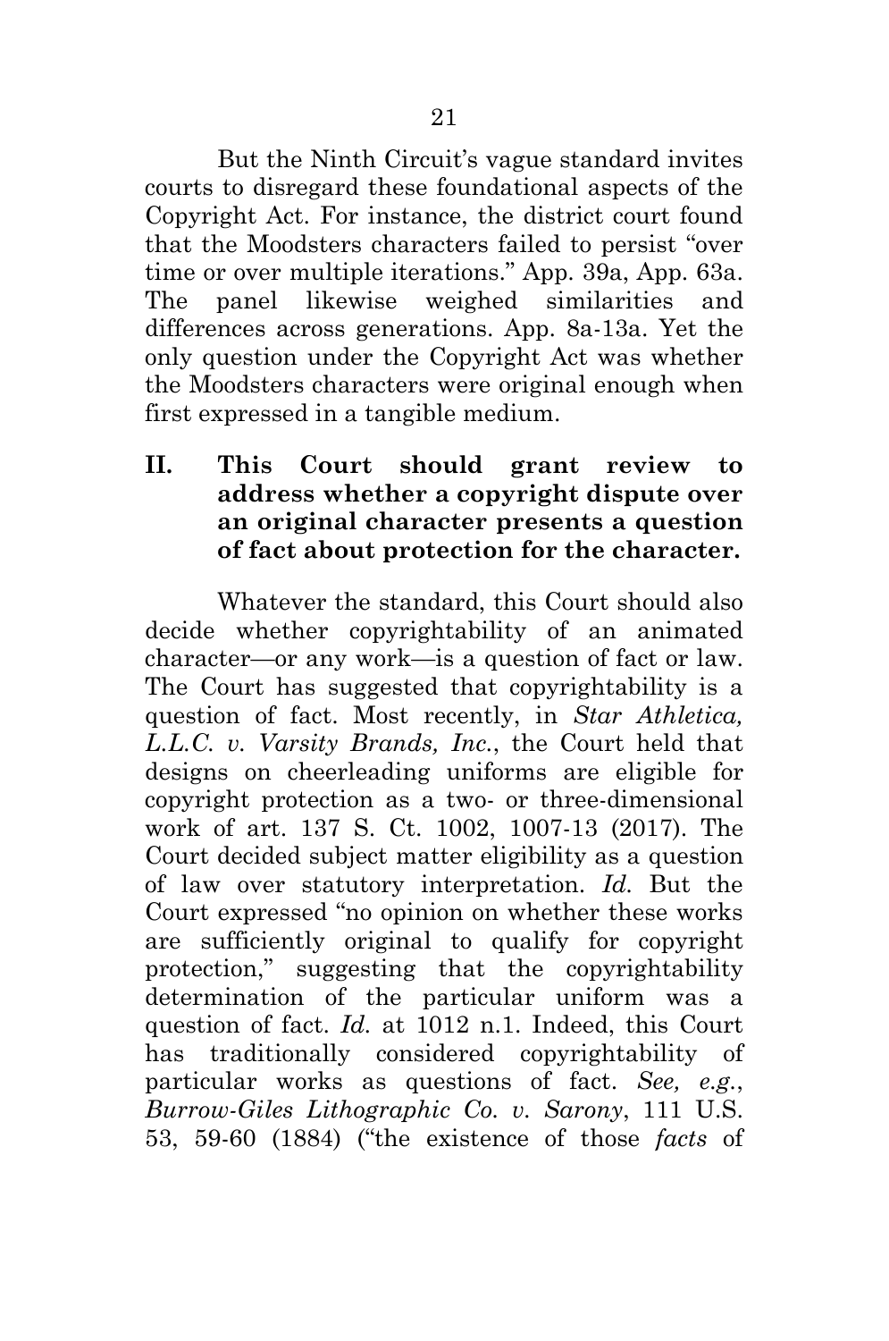But the Ninth Circuit's vague standard invites courts to disregard these foundational aspects of the Copyright Act. For instance, the district court found that the Moodsters characters failed to persist "over time or over multiple iterations." App. 39a, App. 63a. The panel likewise weighed similarities and differences across generations. App. 8a-13a. Yet the only question under the Copyright Act was whether the Moodsters characters were original enough when first expressed in a tangible medium.

## II. This Court should grant review to address whether a copyright dispute over an original character presents a question of fact about protection for the character.

Whatever the standard, this Court should also decide whether copyrightability of an animated character—or any work—is a question of fact or law. The Court has suggested that copyrightability is a question of fact. Most recently, in *Star Athletica, L.L.C. v. Varsity Brands, Inc.*, the Court held that designs on cheerleading uniforms are eligible for copyright protection as a two- or three-dimensional work of art. 137 S. Ct. 1002, 1007-13 (2017). The Court decided subject matter eligibility as a question of law over statutory interpretation. *Id.* But the Court expressed "no opinion on whether these works are sufficiently original to qualify for copyright protection," suggesting that the copyrightability determination of the particular uniform was a question of fact. *Id.* at 1012 n.1. Indeed, this Court has traditionally considered copyrightability of particular works as questions of fact. *See, e.g.*, *Burrow-Giles Lithographic Co. v. Sarony*, 111 U.S. 53, 59-60 (1884) ("the existence of those *facts* of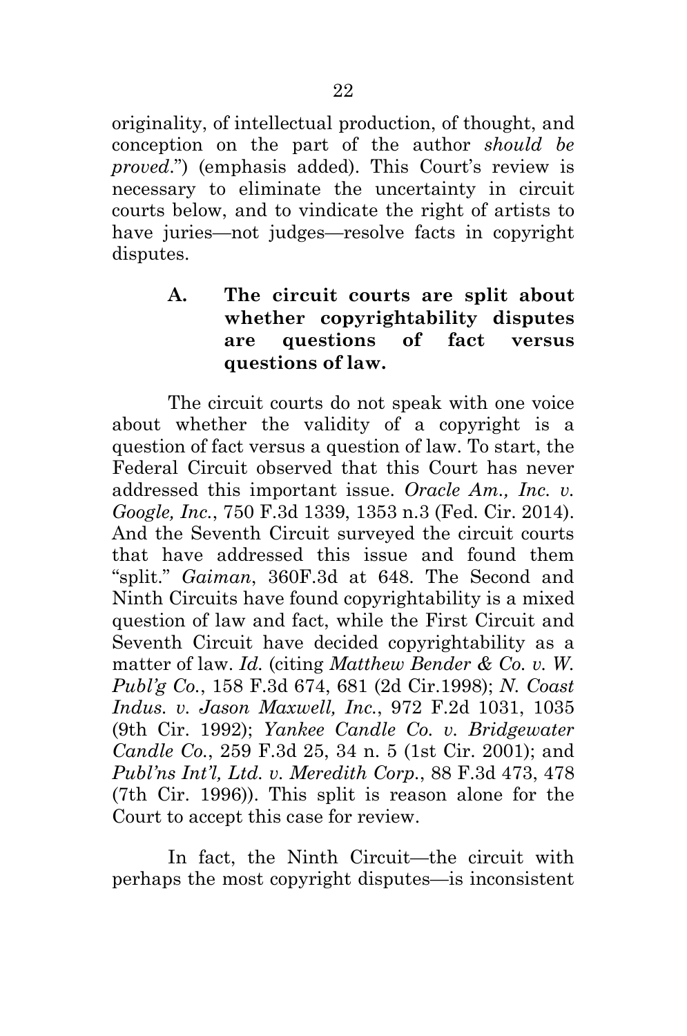originality, of intellectual production, of thought, and conception on the part of the author *should be proved*.") (emphasis added). This Court's review is necessary to eliminate the uncertainty in circuit courts below, and to vindicate the right of artists to have juries—not judges—resolve facts in copyright disputes.

### A. The circuit courts are split about whether copyrightability disputes are questions of fact versus questions of law.

The circuit courts do not speak with one voice about whether the validity of a copyright is a question of fact versus a question of law. To start, the Federal Circuit observed that this Court has never addressed this important issue. *Oracle Am., Inc. v. Google, Inc.*, 750 F.3d 1339, 1353 n.3 (Fed. Cir. 2014). And the Seventh Circuit surveyed the circuit courts that have addressed this issue and found them "split." *Gaiman*, 360F.3d at 648. The Second and Ninth Circuits have found copyrightability is a mixed question of law and fact, while the First Circuit and Seventh Circuit have decided copyrightability as a matter of law. *Id.* (citing *Matthew Bender & Co. v. W. Publ'g Co.*, 158 F.3d 674, 681 (2d Cir.1998); *N. Coast Indus. v. Jason Maxwell, Inc.*, 972 F.2d 1031, 1035 (9th Cir. 1992); *Yankee Candle Co. v. Bridgewater Candle Co.*, 259 F.3d 25, 34 n. 5 (1st Cir. 2001); and *Publ'ns Int'l, Ltd. v. Meredith Corp.*, 88 F.3d 473, 478 (7th Cir. 1996)). This split is reason alone for the Court to accept this case for review.

In fact, the Ninth Circuit—the circuit with perhaps the most copyright disputes—is inconsistent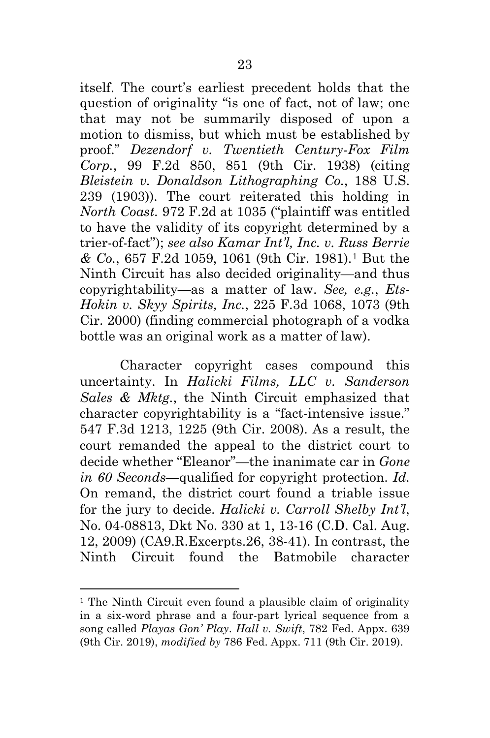itself. The court's earliest precedent holds that the question of originality "is one of fact, not of law; one that may not be summarily disposed of upon a motion to dismiss, but which must be established by proof." *Dezendorf v. Twentieth Century-Fox Film Corp.*, 99 F.2d 850, 851 (9th Cir. 1938) (citing *Bleistein v. Donaldson Lithographing Co.*, 188 U.S. 239 (1903)). The court reiterated this holding in *North Coast.* 972 F.2d at 1035 ("plaintiff was entitled to have the validity of its copyright determined by a trier-of-fact"); *see also Kamar Int'l, Inc. v. Russ Berrie & Co.*, 657 F.2d 1059, 1061 (9th Cir. 1981).[1] But the Ninth Circuit has also decided originality—and thus copyrightability—as a matter of law. *See, e.g.*, *Ets-Hokin v. Skyy Spirits, Inc.*, 225 F.3d 1068, 1073 (9th Cir. 2000) (finding commercial photograph of a vodka bottle was an original work as a matter of law).

Character copyright cases compound this uncertainty. In *Halicki Films, LLC v. Sanderson Sales & Mktg.*, the Ninth Circuit emphasized that character copyrightability is a "fact-intensive issue." 547 F.3d 1213, 1225 (9th Cir. 2008). As a result, the court remanded the appeal to the district court to decide whether "Eleanor"—the inanimate car in *Gone in 60 Seconds*—qualified for copyright protection. *Id.* On remand, the district court found a triable issue for the jury to decide. *Halicki v. Carroll Shelby Int'l*, No. 04-08813, Dkt No. 330 at 1, 13-16 (C.D. Cal. Aug. 12, 2009) (CA9.R.Excerpts.26, 38-41). In contrast, the Ninth Circuit found the Batmobile character

---

[1] The Ninth Circuit even found a plausible claim of originality in a six-word phrase and a four-part lyrical sequence from a song called *Playas Gon' Play*. *Hall v. Swift*, 782 Fed. Appx. 639 (9th Cir. 2019), *modified by* 786 Fed. Appx. 711 (9th Cir. 2019).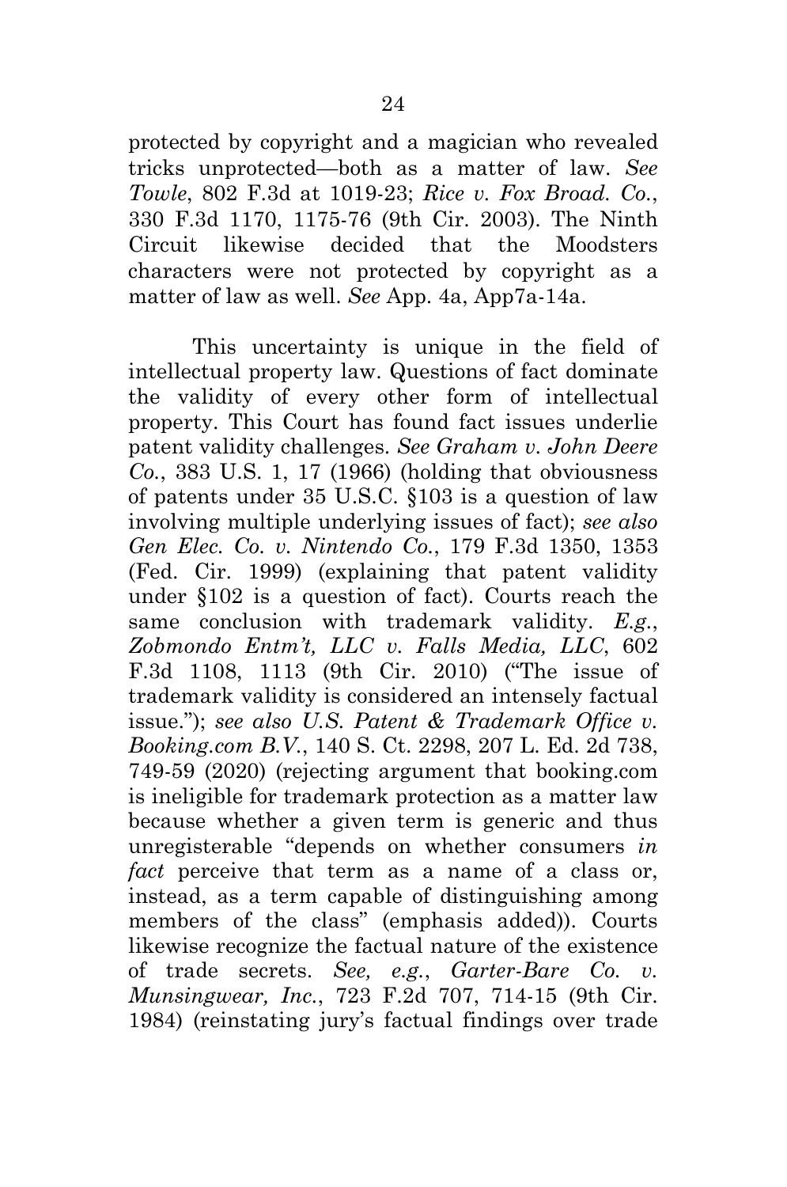protected by copyright and a magician who revealed tricks unprotected—both as a matter of law. *See Towle*, 802 F.3d at 1019-23; *Rice v. Fox Broad. Co.*, 330 F.3d 1170, 1175-76 (9th Cir. 2003). The Ninth Circuit likewise decided that the Moodsters characters were not protected by copyright as a matter of law as well. *See* App. 4a, App7a-14a.

This uncertainty is unique in the field of intellectual property law. Questions of fact dominate the validity of every other form of intellectual property. This Court has found fact issues underlie patent validity challenges. *See Graham v. John Deere Co.*, 383 U.S. 1, 17 (1966) (holding that obviousness of patents under 35 U.S.C. §103 is a question of law involving multiple underlying issues of fact); *see also Gen Elec. Co. v. Nintendo Co.*, 179 F.3d 1350, 1353 (Fed. Cir. 1999) (explaining that patent validity under §102 is a question of fact). Courts reach the same conclusion with trademark validity. *E.g.*, *Zobmondo Entm't, LLC v. Falls Media, LLC*, 602 F.3d 1108, 1113 (9th Cir. 2010) ("The issue of trademark validity is considered an intensely factual issue."); *see also U.S. Patent & Trademark Office v. Booking.com B.V.*, 140 S. Ct. 2298, 207 L. Ed. 2d 738, 749-59 (2020) (rejecting argument that booking.com is ineligible for trademark protection as a matter law because whether a given term is generic and thus unregisterable "depends on whether consumers *in fact* perceive that term as a name of a class or, instead, as a term capable of distinguishing among members of the class" (emphasis added)). Courts likewise recognize the factual nature of the existence of trade secrets. *See, e.g.*, *Garter-Bare Co. v. Munsingwear, Inc.*, 723 F.2d 707, 714-15 (9th Cir. 1984) (reinstating jury's factual findings over trade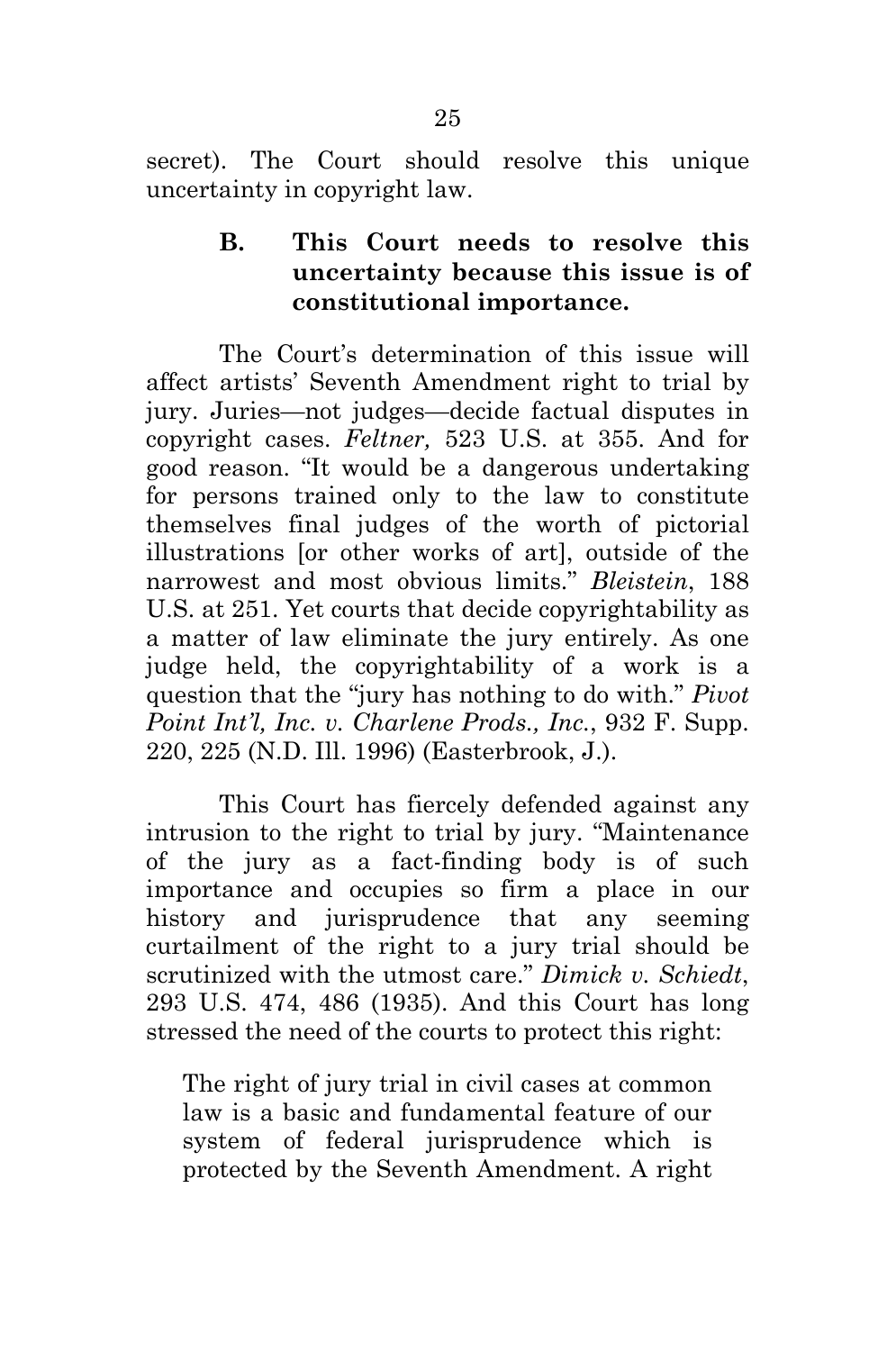secret). The Court should resolve this unique uncertainty in copyright law.

### B. This Court needs to resolve this uncertainty because this issue is of constitutional importance.

The Court's determination of this issue will affect artists' Seventh Amendment right to trial by jury. Juries—not judges—decide factual disputes in copyright cases. *Feltner,* 523 U.S. at 355. And for good reason. "It would be a dangerous undertaking for persons trained only to the law to constitute themselves final judges of the worth of pictorial illustrations [or other works of art], outside of the narrowest and most obvious limits." *Bleistein*, 188 U.S. at 251. Yet courts that decide copyrightability as a matter of law eliminate the jury entirely. As one judge held, the copyrightability of a work is a question that the "jury has nothing to do with." *Pivot Point Int'l, Inc. v. Charlene Prods., Inc.*, 932 F. Supp. 220, 225 (N.D. Ill. 1996) (Easterbrook, J.).

This Court has fiercely defended against any intrusion to the right to trial by jury. "Maintenance of the jury as a fact-finding body is of such importance and occupies so firm a place in our history and jurisprudence that any seeming curtailment of the right to a jury trial should be scrutinized with the utmost care." *Dimick v. Schiedt*, 293 U.S. 474, 486 (1935). And this Court has long stressed the need of the courts to protect this right:

> The right of jury trial in civil cases at common law is a basic and fundamental feature of our system of federal jurisprudence which is protected by the Seventh Amendment. A right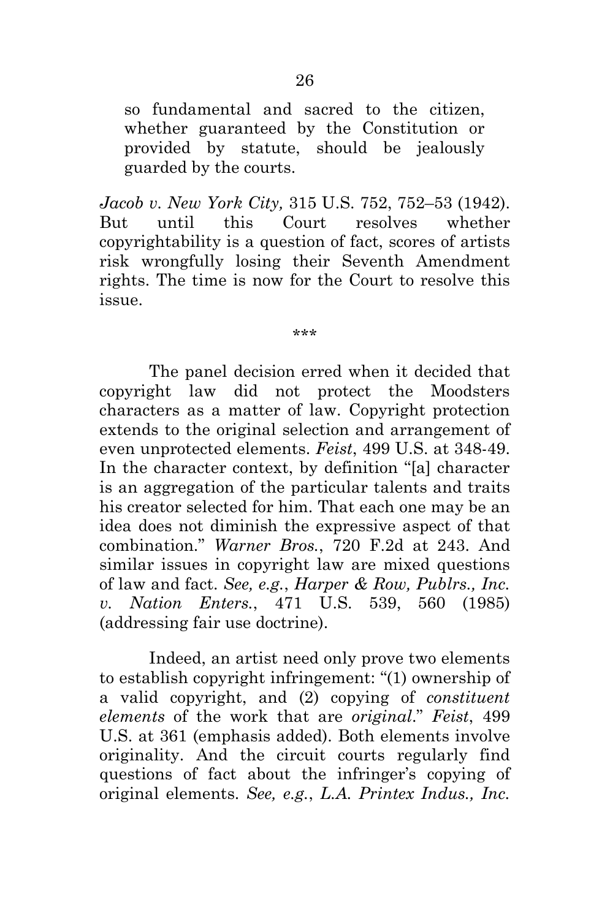> so fundamental and sacred to the citizen, whether guaranteed by the Constitution or provided by statute, should be jealously guarded by the courts.

*Jacob v. New York City,* 315 U.S. 752, 752–53 (1942). But until this Court resolves whether copyrightability is a question of fact, scores of artists risk wrongfully losing their Seventh Amendment rights. The time is now for the Court to resolve this issue.

\*\*\*

The panel decision erred when it decided that copyright law did not protect the Moodsters characters as a matter of law. Copyright protection extends to the original selection and arrangement of even unprotected elements. *Feist*, 499 U.S. at 348-49. In the character context, by definition "[a] character is an aggregation of the particular talents and traits his creator selected for him. That each one may be an idea does not diminish the expressive aspect of that combination." *Warner Bros.*, 720 F.2d at 243. And similar issues in copyright law are mixed questions of law and fact. *See, e.g.*, *Harper & Row, Publrs., Inc. v. Nation Enters.*, 471 U.S. 539, 560 (1985) (addressing fair use doctrine).

Indeed, an artist need only prove two elements to establish copyright infringement: "(1) ownership of a valid copyright, and (2) copying of *constituent elements* of the work that are *original*." *Feist*, 499 U.S. at 361 (emphasis added). Both elements involve originality. And the circuit courts regularly find questions of fact about the infringer's copying of original elements. *See, e.g.*, *L.A. Printex Indus., Inc.*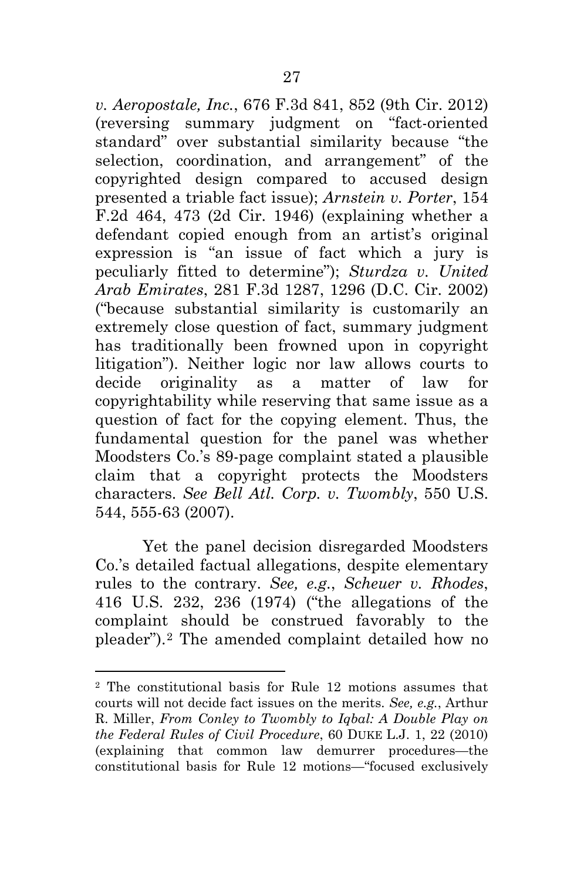*v. Aeropostale, Inc.*, 676 F.3d 841, 852 (9th Cir. 2012) (reversing summary judgment on "fact-oriented standard" over substantial similarity because "the selection, coordination, and arrangement" of the copyrighted design compared to accused design presented a triable fact issue); *Arnstein v. Porter*, 154 F.2d 464, 473 (2d Cir. 1946) (explaining whether a defendant copied enough from an artist's original expression is "an issue of fact which a jury is peculiarly fitted to determine"); *Sturdza v. United Arab Emirates*, 281 F.3d 1287, 1296 (D.C. Cir. 2002) ("because substantial similarity is customarily an extremely close question of fact, summary judgment has traditionally been frowned upon in copyright litigation"). Neither logic nor law allows courts to decide originality as a matter of law for copyrightability while reserving that same issue as a question of fact for the copying element. Thus, the fundamental question for the panel was whether Moodsters Co.'s 89-page complaint stated a plausible claim that a copyright protects the Moodsters characters. *See Bell Atl. Corp. v. Twombly*, 550 U.S. 544, 555-63 (2007).

Yet the panel decision disregarded Moodsters Co.'s detailed factual allegations, despite elementary rules to the contrary. *See, e.g.*, *Scheuer v. Rhodes*, 416 U.S. 232, 236 (1974) ("the allegations of the complaint should be construed favorably to the pleader").[2] The amended complaint detailed how no

---

[2] The constitutional basis for Rule 12 motions assumes that courts will not decide fact issues on the merits. *See, e.g.*, Arthur R. Miller, *From Conley to Twombly to Iqbal: A Double Play on the Federal Rules of Civil Procedure*, 60 DUKE L.J. 1, 22 (2010) (explaining that common law demurrer procedures—the constitutional basis for Rule 12 motions—"focused exclusively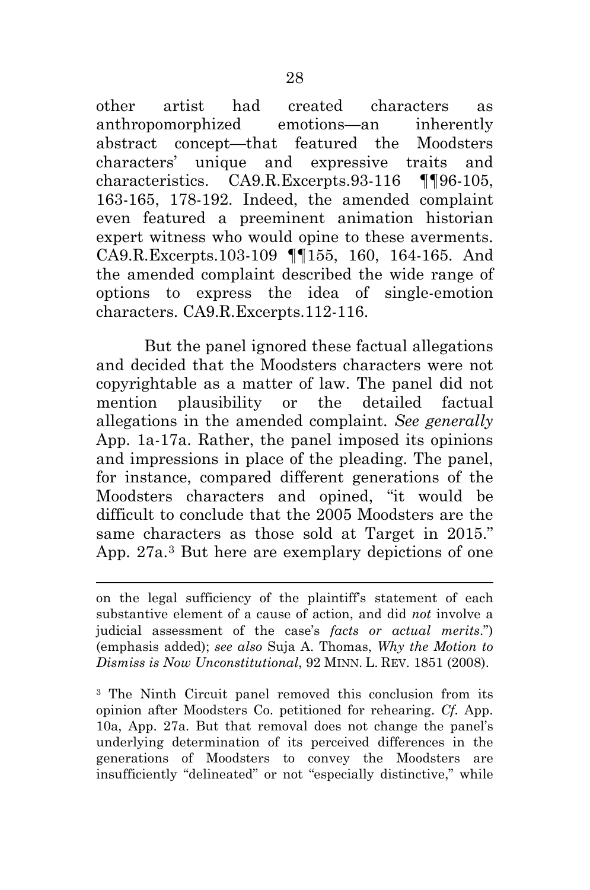other artist had created characters as anthropomorphized emotions—an inherently abstract concept—that featured the Moodsters characters' unique and expressive traits and characteristics. CA9.R.Excerpts.93-116 ¶¶96-105, 163-165, 178-192. Indeed, the amended complaint even featured a preeminent animation historian expert witness who would opine to these averments. CA9.R.Excerpts.103-109 ¶¶155, 160, 164-165. And the amended complaint described the wide range of options to express the idea of single-emotion characters. CA9.R.Excerpts.112-116.

But the panel ignored these factual allegations and decided that the Moodsters characters were not copyrightable as a matter of law. The panel did not mention plausibility or the detailed factual allegations in the amended complaint. *See generally* App. 1a-17a. Rather, the panel imposed its opinions and impressions in place of the pleading. The panel, for instance, compared different generations of the Moodsters characters and opined, "it would be difficult to conclude that the 2005 Moodsters are the same characters as those sold at Target in 2015." App. 27a.[3] But here are exemplary depictions of one

---

on the legal sufficiency of the plaintiff's statement of each substantive element of a cause of action, and did *not* involve a judicial assessment of the case's *facts or actual merits*.") (emphasis added); *see also* Suja A. Thomas, *Why the Motion to Dismiss is Now Unconstitutional*, 92 MINN. L. REV. 1851 (2008).

[3] The Ninth Circuit panel removed this conclusion from its opinion after Moodsters Co. petitioned for rehearing. *Cf.* App. 10a, App. 27a. But that removal does not change the panel's underlying determination of its perceived differences in the generations of Moodsters to convey the Moodsters are insufficiently "delineated" or not "especially distinctive," while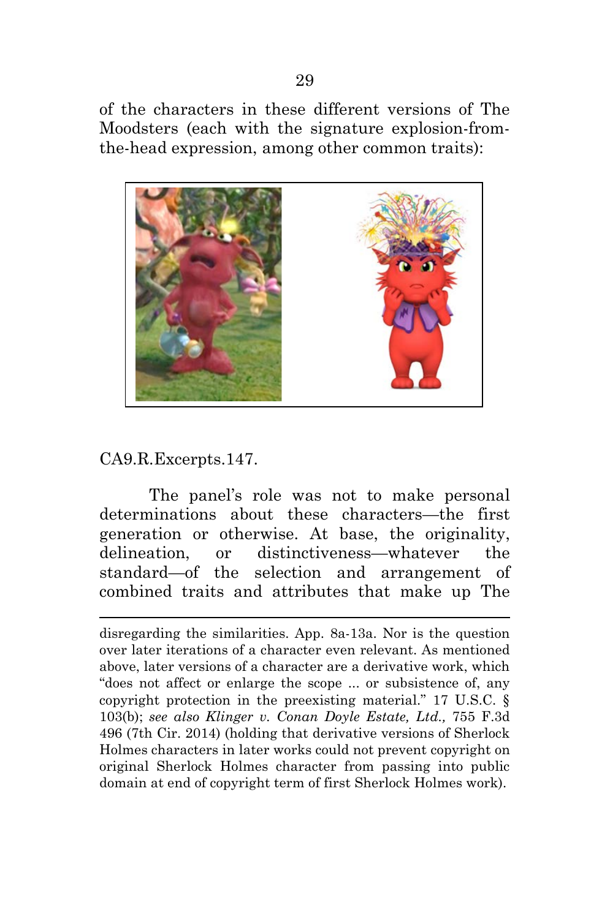of the characters in these different versions of The Moodsters (each with the signature explosion-from-the-head expression, among other common traits):

CA9.R.Excerpts.147.

The panel's role was not to make personal determinations about these characters—the first generation or otherwise. At base, the originality, delineation, or distinctiveness—whatever the standard—of the selection and arrangement of combined traits and attributes that make up The

---

disregarding the similarities. App. 8a-13a. Nor is the question over later iterations of a character even relevant. As mentioned above, later versions of a character are a derivative work, which "does not affect or enlarge the scope ... or subsistence of, any copyright protection in the preexisting material." 17 U.S.C. § 103(b); *see also Klinger v. Conan Doyle Estate, Ltd.,* 755 F.3d 496 (7th Cir. 2014) (holding that derivative versions of Sherlock Holmes characters in later works could not prevent copyright on original Sherlock Holmes character from passing into public domain at end of copyright term of first Sherlock Holmes work).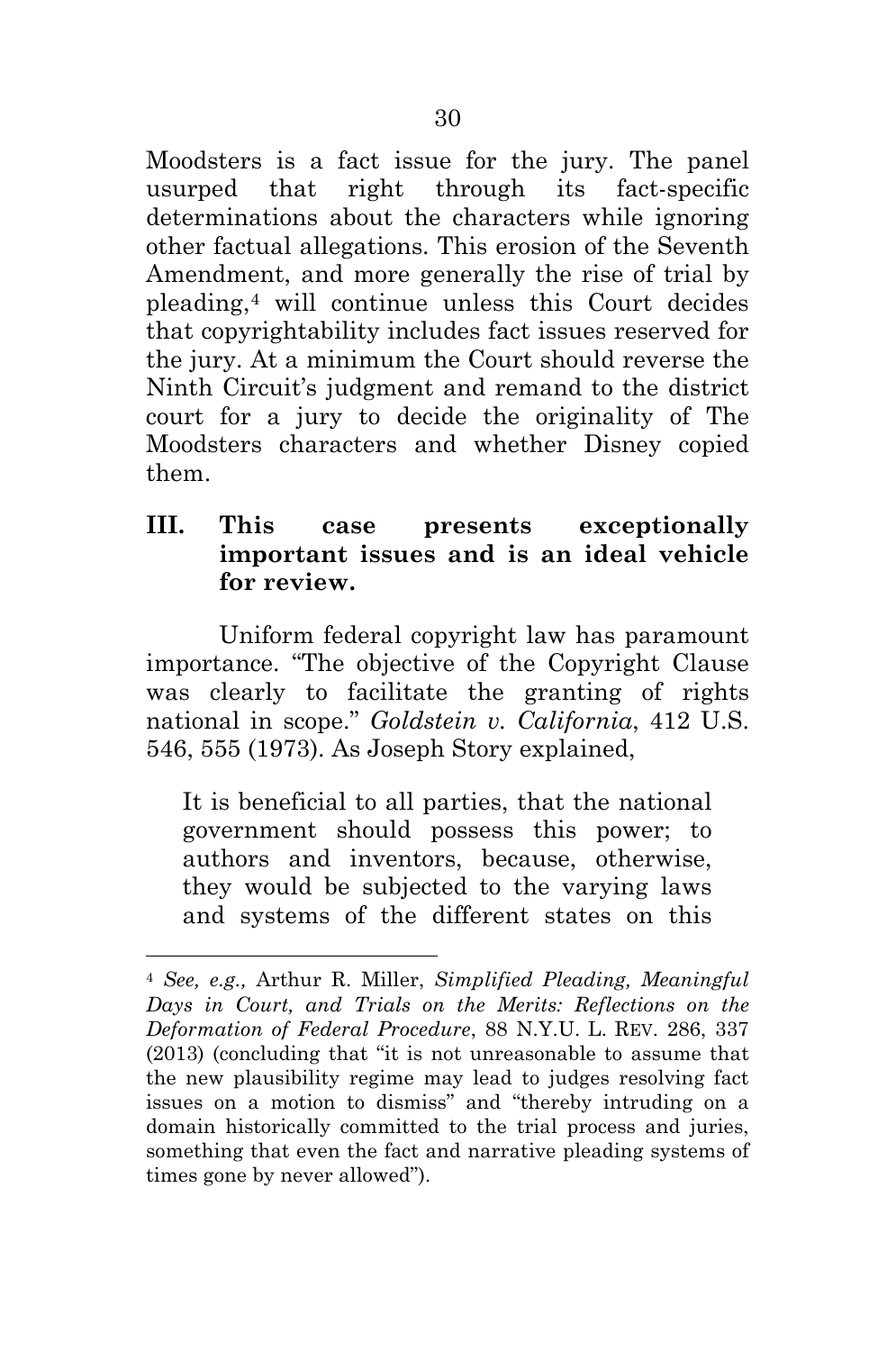Moodsters is a fact issue for the jury. The panel usurped that right through its fact-specific determinations about the characters while ignoring other factual allegations. This erosion of the Seventh Amendment, and more generally the rise of trial by pleading,[4] will continue unless this Court decides that copyrightability includes fact issues reserved for the jury. At a minimum the Court should reverse the Ninth Circuit's judgment and remand to the district court for a jury to decide the originality of The Moodsters characters and whether Disney copied them.

## III. This case presents exceptionally important issues and is an ideal vehicle for review.

Uniform federal copyright law has paramount importance. "The objective of the Copyright Clause was clearly to facilitate the granting of rights national in scope." *Goldstein v. California*, 412 U.S. 546, 555 (1973). As Joseph Story explained,

> It is beneficial to all parties, that the national government should possess this power; to authors and inventors, because, otherwise, they would be subjected to the varying laws and systems of the different states on this

---

[4] *See, e.g.,* Arthur R. Miller, *Simplified Pleading, Meaningful Days in Court, and Trials on the Merits: Reflections on the Deformation of Federal Procedure*, 88 N.Y.U. L. REV. 286, 337 (2013) (concluding that "it is not unreasonable to assume that the new plausibility regime may lead to judges resolving fact issues on a motion to dismiss" and "thereby intruding on a domain historically committed to the trial process and juries, something that even the fact and narrative pleading systems of times gone by never allowed").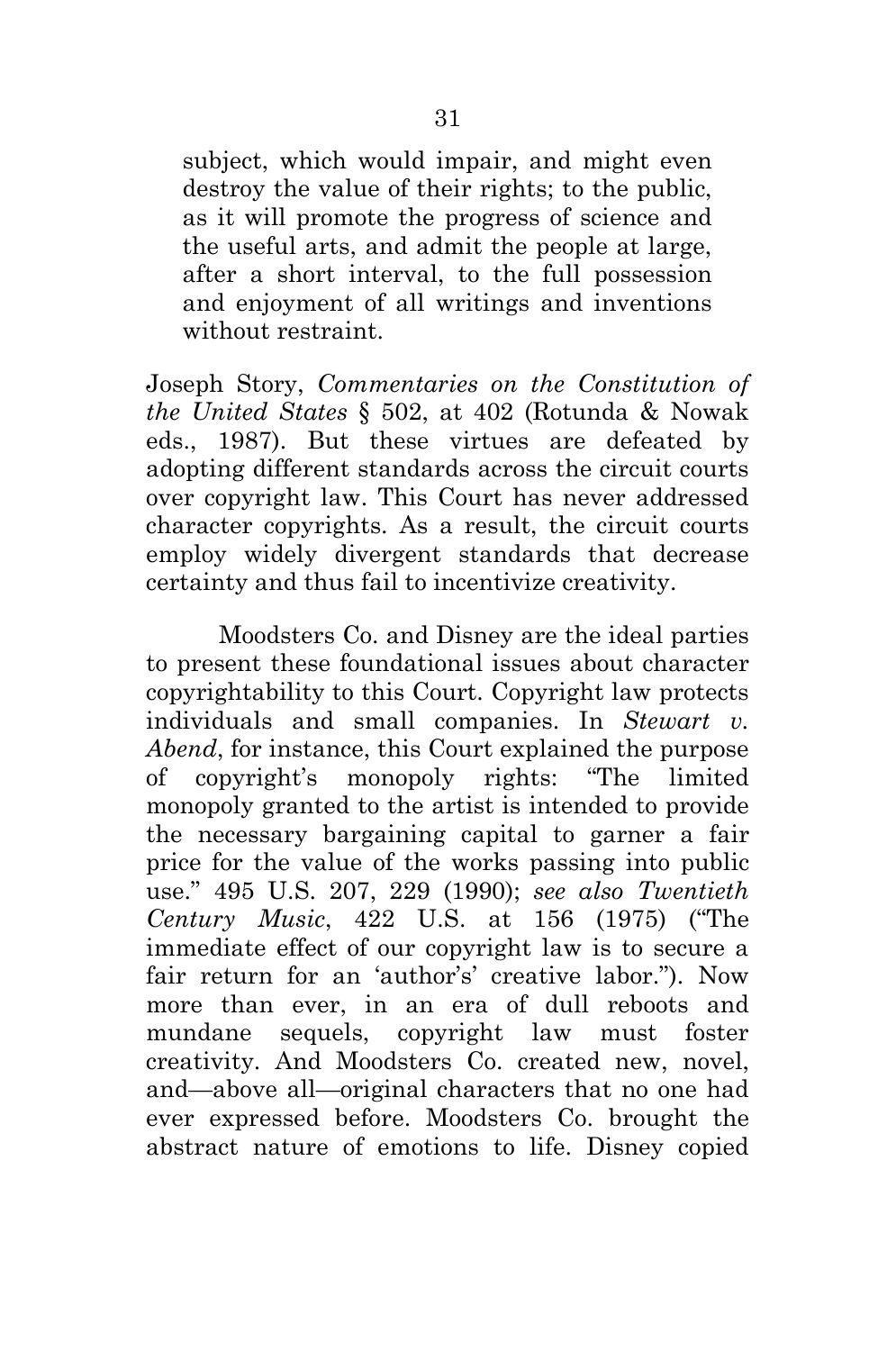> subject, which would impair, and might even destroy the value of their rights; to the public, as it will promote the progress of science and the useful arts, and admit the people at large, after a short interval, to the full possession and enjoyment of all writings and inventions without restraint.

Joseph Story, *Commentaries on the Constitution of the United States* § 502, at 402 (Rotunda & Nowak eds., 1987). But these virtues are defeated by adopting different standards across the circuit courts over copyright law. This Court has never addressed character copyrights. As a result, the circuit courts employ widely divergent standards that decrease certainty and thus fail to incentivize creativity.

Moodsters Co. and Disney are the ideal parties to present these foundational issues about character copyrightability to this Court. Copyright law protects individuals and small companies. In *Stewart v. Abend*, for instance, this Court explained the purpose of copyright's monopoly rights: "The limited monopoly granted to the artist is intended to provide the necessary bargaining capital to garner a fair price for the value of the works passing into public use." 495 U.S. 207, 229 (1990); *see also Twentieth Century Music*, 422 U.S. at 156 (1975) ("The immediate effect of our copyright law is to secure a fair return for an 'author's' creative labor."). Now more than ever, in an era of dull reboots and mundane sequels, copyright law must foster creativity. And Moodsters Co. created new, novel, and—above all—original characters that no one had ever expressed before. Moodsters Co. brought the abstract nature of emotions to life. Disney copied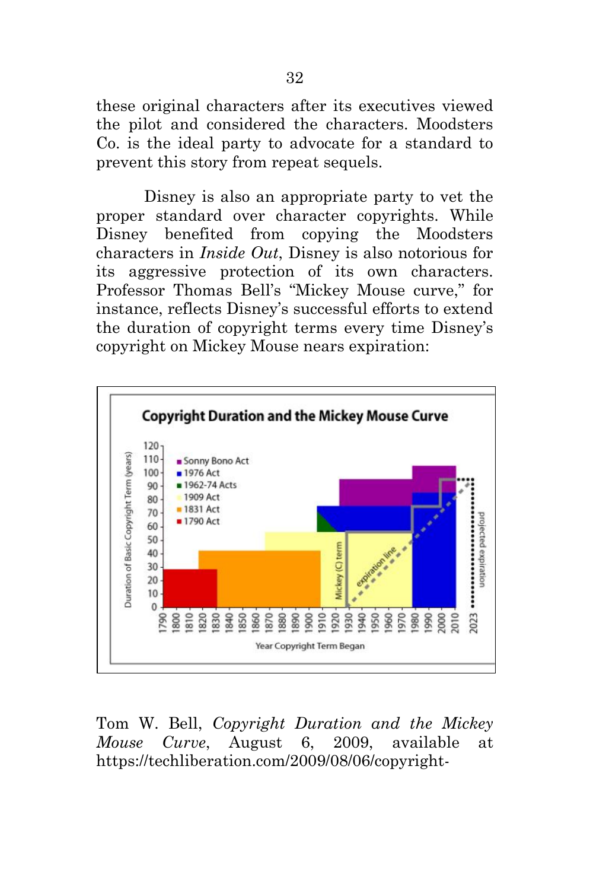these original characters after its executives viewed the pilot and considered the characters. Moodsters Co. is the ideal party to advocate for a standard to prevent this story from repeat sequels.

Disney is also an appropriate party to vet the proper standard over character copyrights. While Disney benefited from copying the Moodsters characters in *Inside Out*, Disney is also notorious for its aggressive protection of its own characters. Professor Thomas Bell's "Mickey Mouse curve," for instance, reflects Disney's successful efforts to extend the duration of copyright terms every time Disney's copyright on Mickey Mouse nears expiration:

Tom W. Bell, *Copyright Duration and the Mickey Mouse Curve*, August 6, 2009, available at https://techliberation.com/2009/08/06/copyright-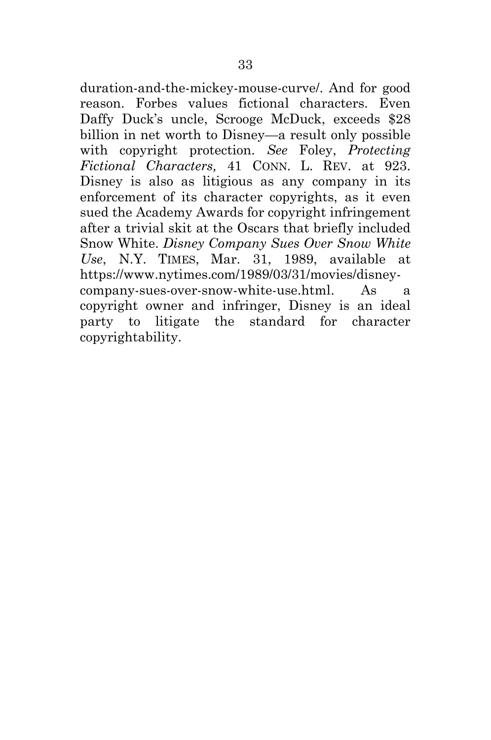duration-and-the-mickey-mouse-curve/. And for good reason. Forbes values fictional characters. Even Daffy Duck's uncle, Scrooge McDuck, exceeds $28 billion in net worth to Disney—a result only possible with copyright protection. *See* Foley, *Protecting Fictional Characters,* 41 CONN. L. REV. at 923. Disney is also as litigious as any company in its enforcement of its character copyrights, as it even sued the Academy Awards for copyright infringement after a trivial skit at the Oscars that briefly included Snow White. *Disney Company Sues Over Snow White Use*, N.Y. TIMES, Mar. 31, 1989, available at https://www.nytimes.com/1989/03/31/movies/disney-company-sues-over-snow-white-use.html. As a copyright owner and infringer, Disney is an ideal party to litigate the standard for character copyrightability.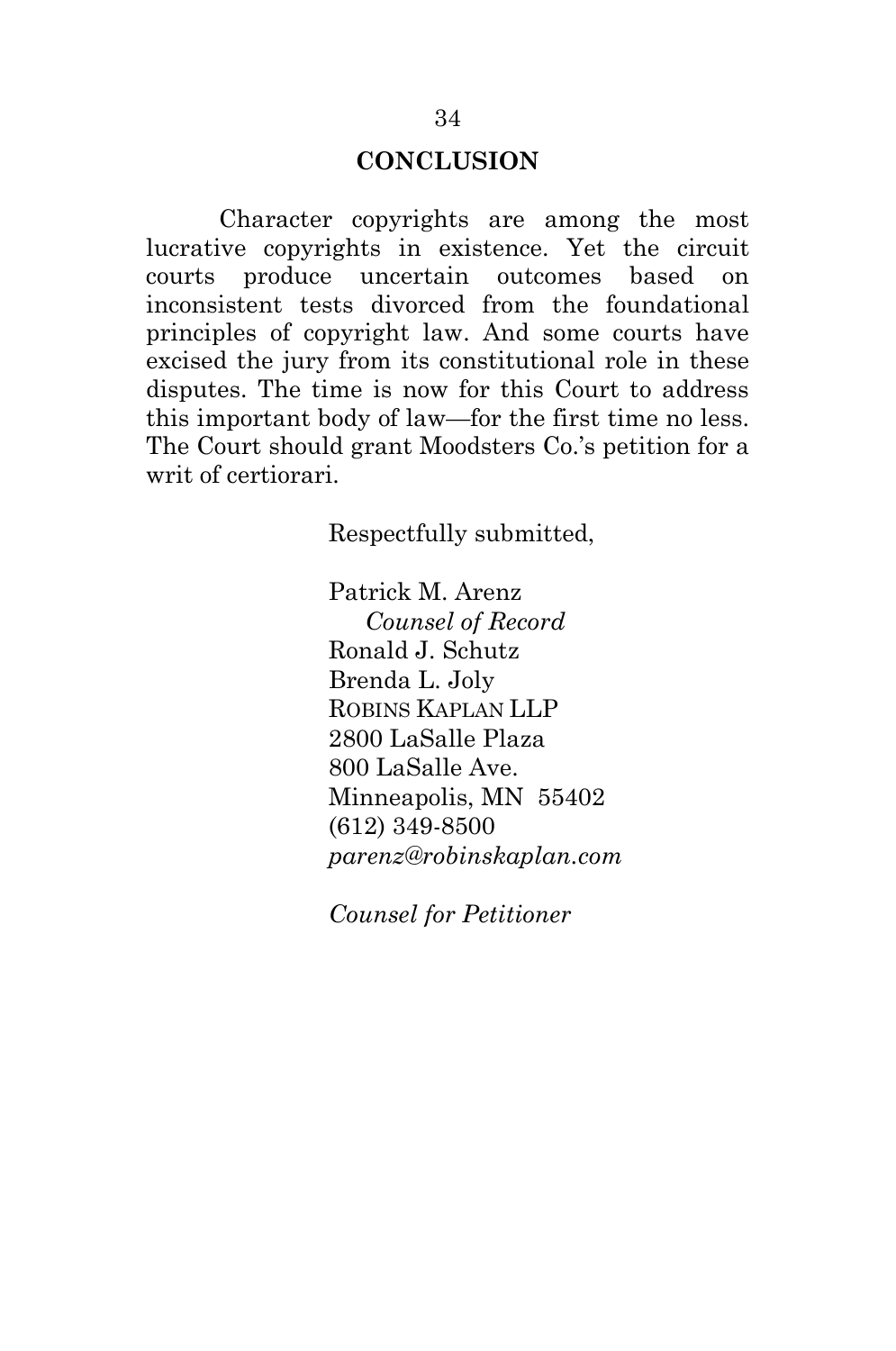## CONCLUSION

Character copyrights are among the most lucrative copyrights in existence. Yet the circuit courts produce uncertain outcomes based on inconsistent tests divorced from the foundational principles of copyright law. And some courts have excised the jury from its constitutional role in these disputes. The time is now for this Court to address this important body of law—for the first time no less. The Court should grant Moodsters Co.'s petition for a writ of certiorari.

Respectfully submitted,

Patrick M. Arenz
*Counsel of Record*
Ronald J. Schutz
Brenda L. Joly
ROBINS KAPLAN LLP
2800 LaSalle Plaza
800 LaSalle Ave.
Minneapolis, MN 55402
(612) 349-8500
*parenz@robinskaplan.com*

*Counsel for Petitioner*